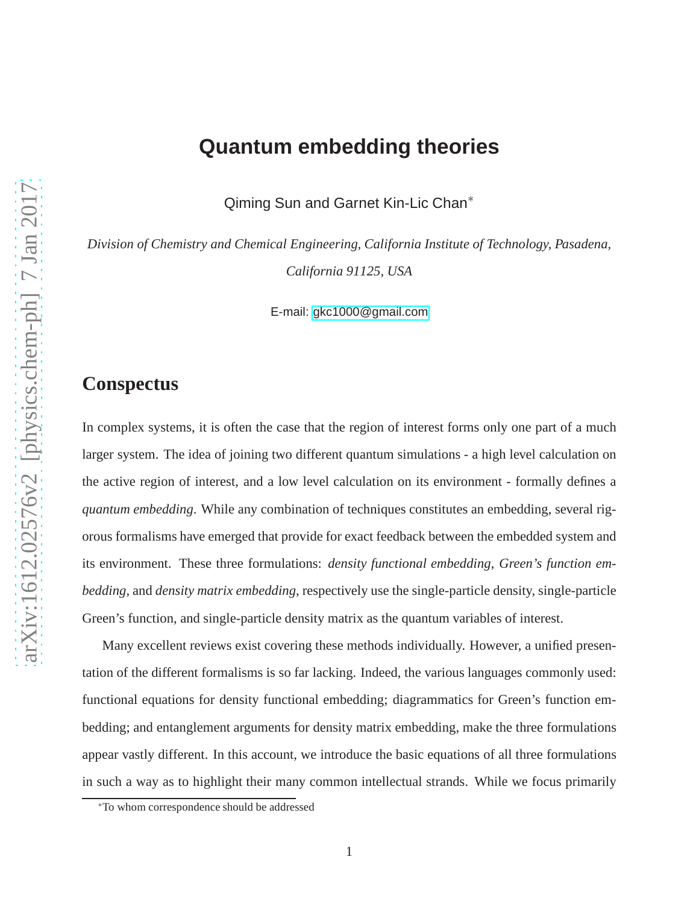# Quantum embedding theories

Qiming Sun and Garnet Kin-Lic Chan*

*Division of Chemistry and Chemical Engineering, California Institute of Technology, Pasadena, California 91125, USA*

E-mail: gkc1000@gmail.com

## Conspectus

In complex systems, it is often the case that the region of interest forms only one part of a much larger system. The idea of joining two different quantum simulations - a high level calculation on the active region of interest, and a low level calculation on its environment - formally defines a *quantum embedding*. While any combination of techniques constitutes an embedding, several rigorous formalisms have emerged that provide for exact feedback between the embedded system and its environment. These three formulations: *density functional embedding*, *Green's function embedding*, and *density matrix embedding*, respectively use the single-particle density, single-particle Green's function, and single-particle density matrix as the quantum variables of interest.

Many excellent reviews exist covering these methods individually. However, a unified presentation of the different formalisms is so far lacking. Indeed, the various languages commonly used: functional equations for density functional embedding; diagrammatics for Green's function embedding; and entanglement arguments for density matrix embedding, make the three formulations appear vastly different. In this account, we introduce the basic equations of all three formulations in such a way as to highlight their many common intellectual strands. While we focus primarily

*To whom correspondence should be addressed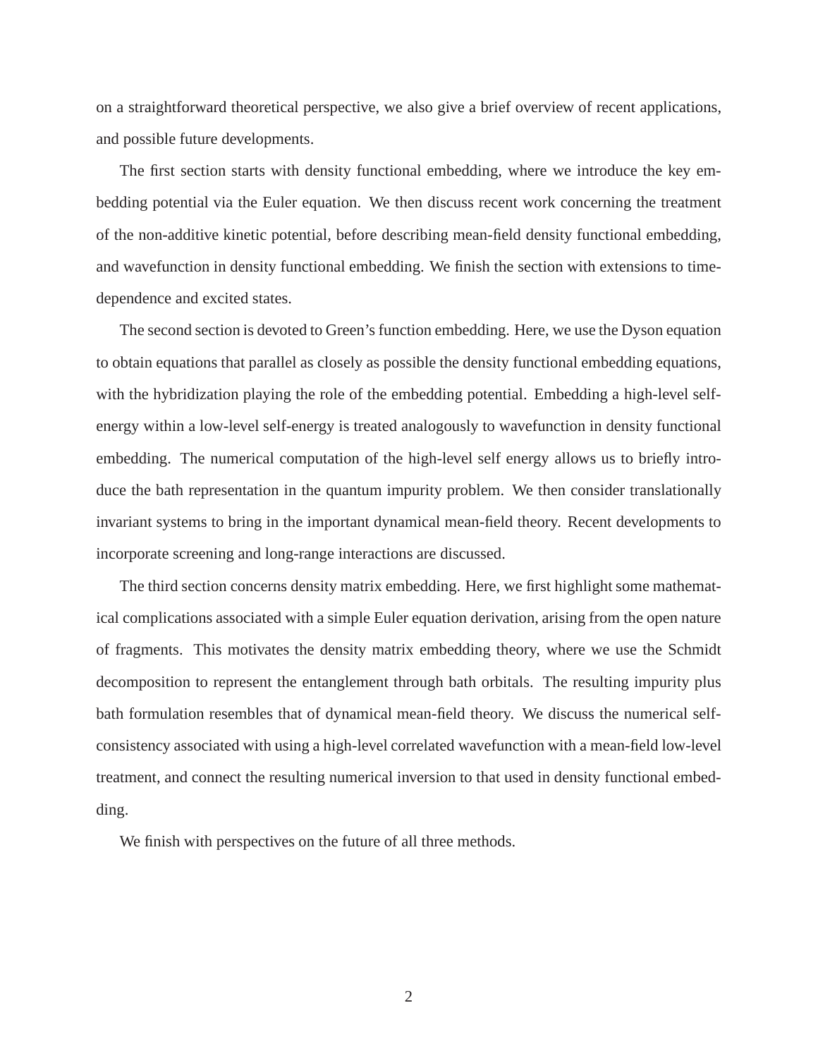on a straightforward theoretical perspective, we also give a brief overview of recent applications, and possible future developments.

The first section starts with density functional embedding, where we introduce the key embedding potential via the Euler equation. We then discuss recent work concerning the treatment of the non-additive kinetic potential, before describing mean-field density functional embedding, and wavefunction in density functional embedding. We finish the section with extensions to time-dependence and excited states.

The second section is devoted to Green's function embedding. Here, we use the Dyson equation to obtain equations that parallel as closely as possible the density functional embedding equations, with the hybridization playing the role of the embedding potential. Embedding a high-level self-energy within a low-level self-energy is treated analogously to wavefunction in density functional embedding. The numerical computation of the high-level self energy allows us to briefly introduce the bath representation in the quantum impurity problem. We then consider translationally invariant systems to bring in the important dynamical mean-field theory. Recent developments to incorporate screening and long-range interactions are discussed.

The third section concerns density matrix embedding. Here, we first highlight some mathematical complications associated with a simple Euler equation derivation, arising from the open nature of fragments. This motivates the density matrix embedding theory, where we use the Schmidt decomposition to represent the entanglement through bath orbitals. The resulting impurity plus bath formulation resembles that of dynamical mean-field theory. We discuss the numerical self-consistency associated with using a high-level correlated wavefunction with a mean-field low-level treatment, and connect the resulting numerical inversion to that used in density functional embedding.

We finish with perspectives on the future of all three methods.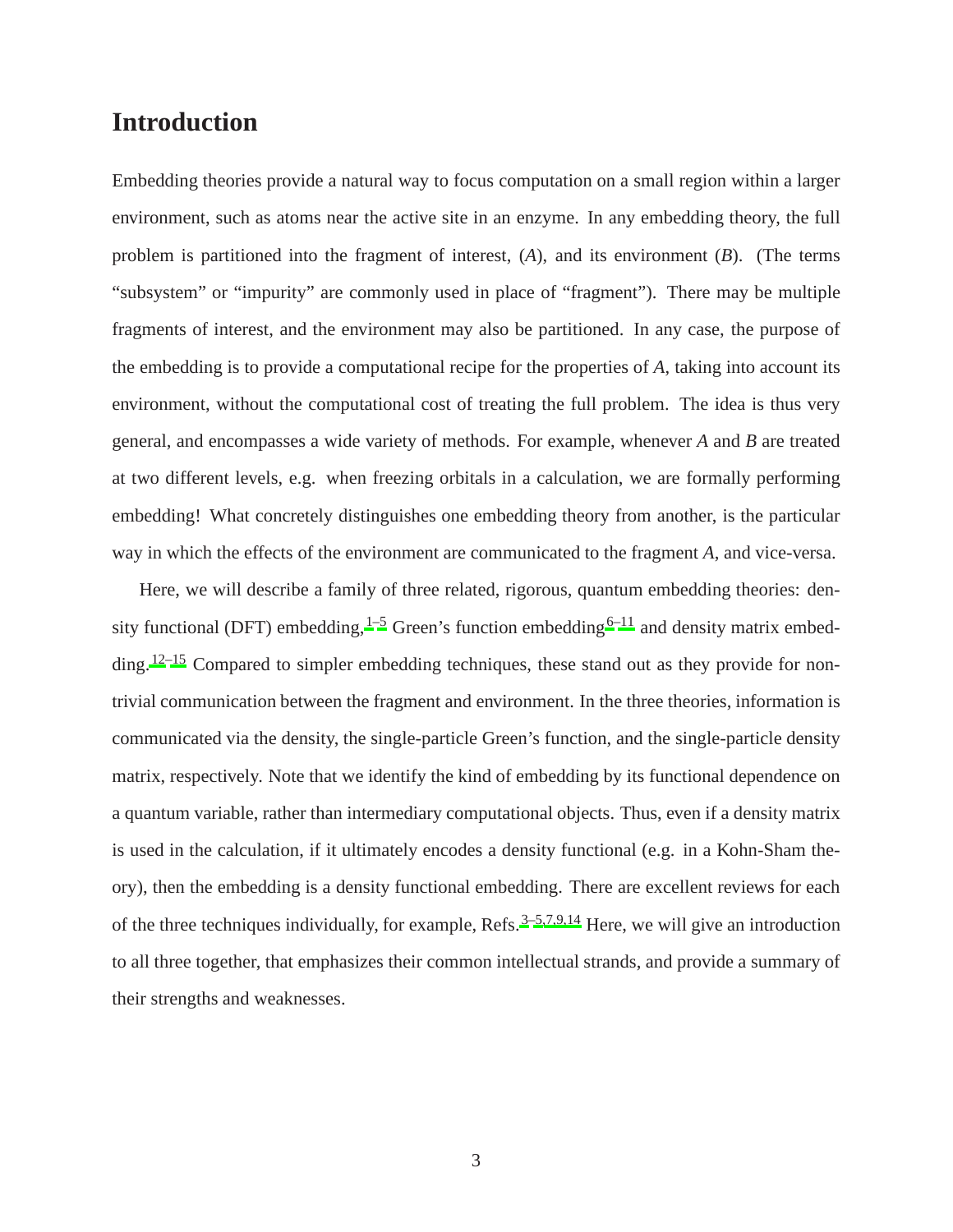# Introduction

Embedding theories provide a natural way to focus computation on a small region within a larger environment, such as atoms near the active site in an enzyme. In any embedding theory, the full problem is partitioned into the fragment of interest, (*A*), and its environment (*B*). (The terms "subsystem" or "impurity" are commonly used in place of "fragment"). There may be multiple fragments of interest, and the environment may also be partitioned. In any case, the purpose of the embedding is to provide a computational recipe for the properties of *A*, taking into account its environment, without the computational cost of treating the full problem. The idea is thus very general, and encompasses a wide variety of methods. For example, whenever *A* and *B* are treated at two different levels, e.g. when freezing orbitals in a calculation, we are formally performing embedding! What concretely distinguishes one embedding theory from another, is the particular way in which the effects of the environment are communicated to the fragment *A*, and vice-versa.

Here, we will describe a family of three related, rigorous, quantum embedding theories: density functional (DFT) embedding,[1–5] Green's function embedding[6–11] and density matrix embedding.[12–15] Compared to simpler embedding techniques, these stand out as they provide for non-trivial communication between the fragment and environment. In the three theories, information is communicated via the density, the single-particle Green's function, and the single-particle density matrix, respectively. Note that we identify the kind of embedding by its functional dependence on a quantum variable, rather than intermediary computational objects. Thus, even if a density matrix is used in the calculation, if it ultimately encodes a density functional (e.g. in a Kohn-Sham theory), then the embedding is a density functional embedding. There are excellent reviews for each of the three techniques individually, for example, Refs.[3–5,7,9,14] Here, we will give an introduction to all three together, that emphasizes their common intellectual strands, and provide a summary of their strengths and weaknesses.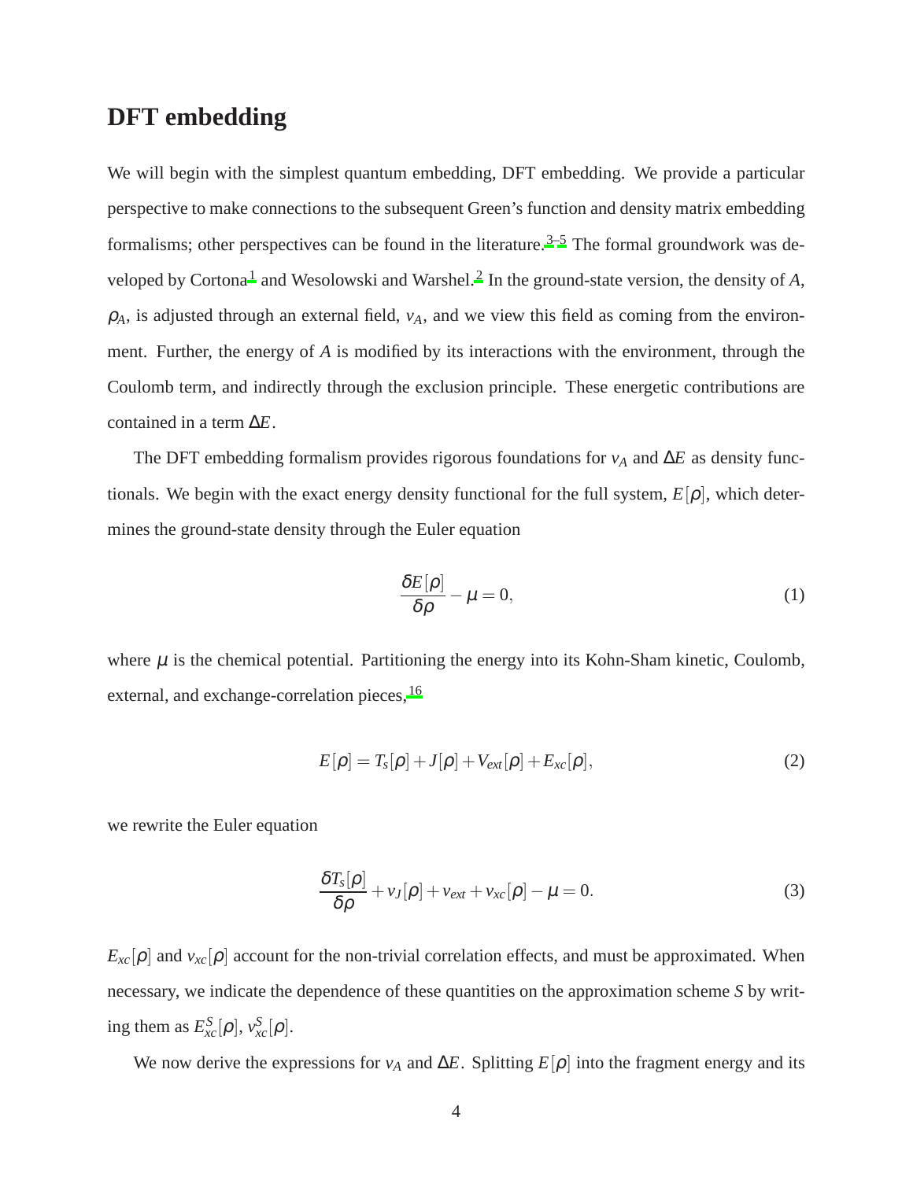## DFT embedding

We will begin with the simplest quantum embedding, DFT embedding. We provide a particular perspective to make connections to the subsequent Green's function and density matrix embedding formalisms; other perspectives can be found in the literature.[3–5] The formal groundwork was developed by Cortona[1] and Wesolowski and Warshel.[2] In the ground-state version, the density of $A$, $\rho_A$, is adjusted through an external field, $v_A$, and we view this field as coming from the environment. Further, the energy of $A$ is modified by its interactions with the environment, through the Coulomb term, and indirectly through the exclusion principle. These energetic contributions are contained in a term $\Delta E$.

The DFT embedding formalism provides rigorous foundations for $v_A$ and $\Delta E$ as density functionals. We begin with the exact energy density functional for the full system, $E[\rho]$, which determines the ground-state density through the Euler equation

$$\frac{\delta E[\rho]}{\delta \rho} - \mu = 0, \tag{1}$$

where $\mu$ is the chemical potential. Partitioning the energy into its Kohn-Sham kinetic, Coulomb, external, and exchange-correlation pieces,[16]

$$E[\rho] = T_s[\rho] + J[\rho] + V_{ext}[\rho] + E_{xc}[\rho], \tag{2}$$

we rewrite the Euler equation

$$\frac{\delta T_s[\rho]}{\delta \rho} + v_J[\rho] + v_{ext} + v_{xc}[\rho] - \mu = 0. \tag{3}$$

$E_{xc}[\rho]$ and $v_{xc}[\rho]$ account for the non-trivial correlation effects, and must be approximated. When necessary, we indicate the dependence of these quantities on the approximation scheme $S$ by writing them as $E^S_{xc}[\rho]$, $v^S_{xc}[\rho]$.

We now derive the expressions for $v_A$ and $\Delta E$. Splitting $E[\rho]$ into the fragment energy and its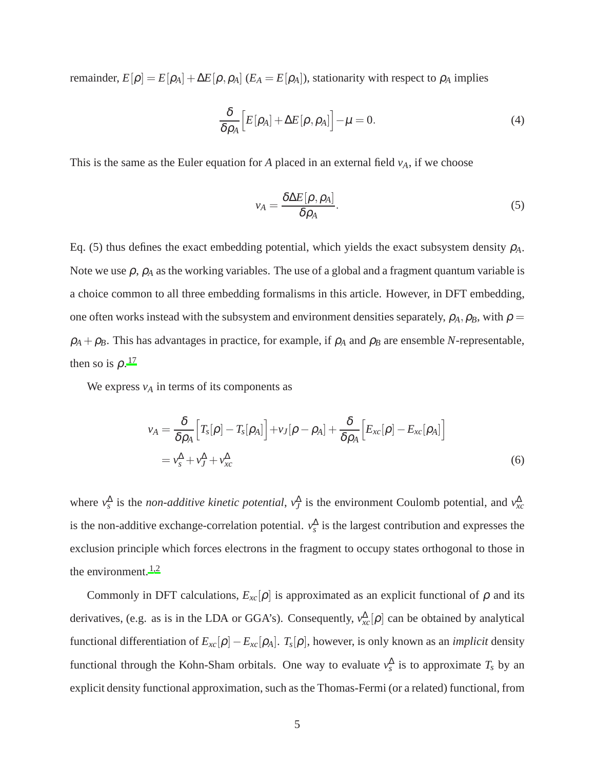remainder, $E[\rho] = E[\rho_A] + \Delta E[\rho, \rho_A]$ ($E_A = E[\rho_A]$), stationarity with respect to $\rho_A$ implies

$$\frac{\delta}{\delta \rho_A}\Big[E[\rho_A] + \Delta E[\rho, \rho_A]\Big] - \mu = 0. \tag{4}$$

This is the same as the Euler equation for $A$ placed in an external field $v_A$, if we choose

$$v_A = \frac{\delta \Delta E[\rho, \rho_A]}{\delta \rho_A}. \tag{5}$$

Eq. (5) thus defines the exact embedding potential, which yields the exact subsystem density $\rho_A$. Note we use $\rho$, $\rho_A$ as the working variables. The use of a global and a fragment quantum variable is a choice common to all three embedding formalisms in this article. However, in DFT embedding, one often works instead with the subsystem and environment densities separately, $\rho_A, \rho_B$, with $\rho = \rho_A + \rho_B$. This has advantages in practice, for example, if $\rho_A$ and $\rho_B$ are ensemble $N$-representable, then so is $\rho$.[17]

We express $v_A$ in terms of its components as

$$\begin{aligned} v_A &= \frac{\delta}{\delta \rho_A}\Big[T_s[\rho] - T_s[\rho_A]\Big] + v_J[\rho - \rho_A] + \frac{\delta}{\delta \rho_A}\Big[E_{xc}[\rho] - E_{xc}[\rho_A]\Big] \\ &= v_s^{\Delta} + v_J^{\Delta} + v_{xc}^{\Delta} \end{aligned} \tag{6}$$

where $v_s^{\Delta}$ is the *non-additive kinetic potential*, $v_J^{\Delta}$ is the environment Coulomb potential, and $v_{xc}^{\Delta}$ is the non-additive exchange-correlation potential. $v_s^{\Delta}$ is the largest contribution and expresses the exclusion principle which forces electrons in the fragment to occupy states orthogonal to those in the environment.[1,2]

Commonly in DFT calculations, $E_{xc}[\rho]$ is approximated as an explicit functional of $\rho$ and its derivatives, (e.g. as is in the LDA or GGA's). Consequently, $v_{xc}^{\Delta}[\rho]$ can be obtained by analytical functional differentiation of $E_{xc}[\rho] - E_{xc}[\rho_A]$. $T_s[\rho]$, however, is only known as an *implicit* density functional through the Kohn-Sham orbitals. One way to evaluate $v_s^{\Delta}$ is to approximate $T_s$ by an explicit density functional approximation, such as the Thomas-Fermi (or a related) functional, from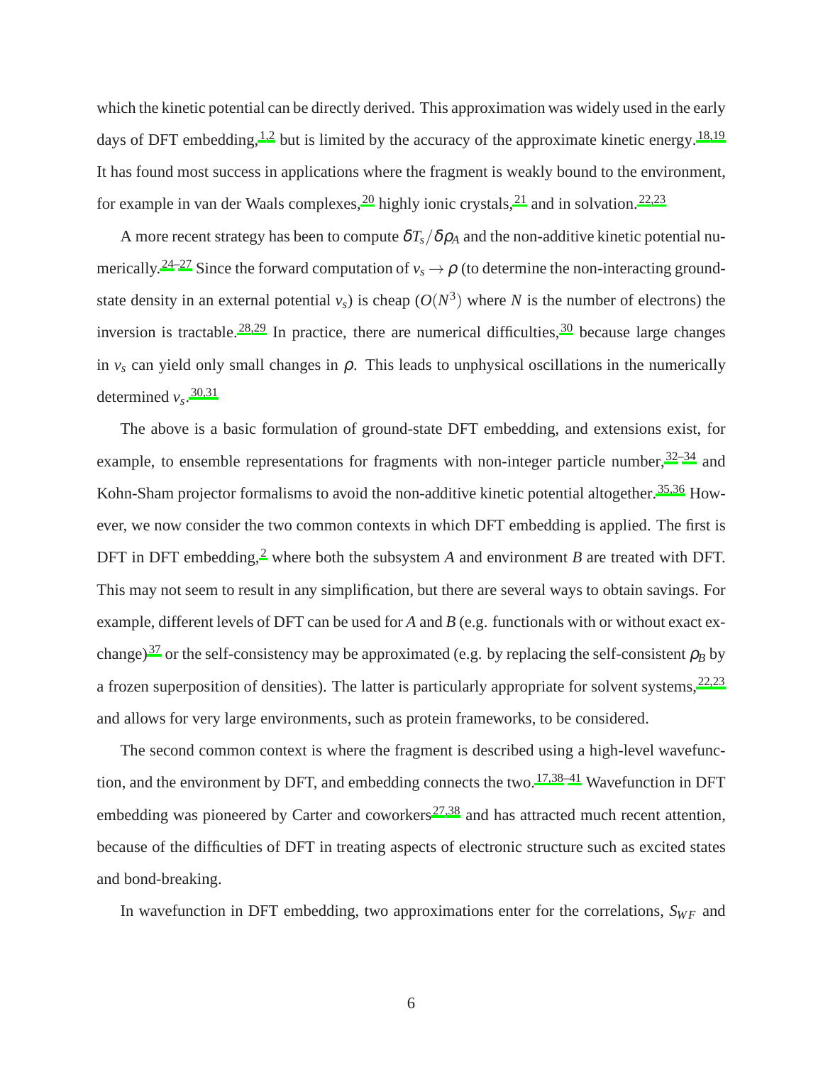which the kinetic potential can be directly derived. This approximation was widely used in the early days of DFT embedding,[1,2] but is limited by the accuracy of the approximate kinetic energy.[18,19] It has found most success in applications where the fragment is weakly bound to the environment, for example in van der Waals complexes,[20] highly ionic crystals,[21] and in solvation.[22,23]

A more recent strategy has been to compute $\delta T_s/\delta\rho_A$ and the non-additive kinetic potential numerically.[24–27] Since the forward computation of $v_s \to \rho$ (to determine the non-interacting ground-state density in an external potential $v_s$) is cheap ($O(N^3)$ where $N$ is the number of electrons) the inversion is tractable.[28,29] In practice, there are numerical difficulties,[30] because large changes in $v_s$ can yield only small changes in $\rho$. This leads to unphysical oscillations in the numerically determined $v_s$.[30,31]

The above is a basic formulation of ground-state DFT embedding, and extensions exist, for example, to ensemble representations for fragments with non-integer particle number,[32–34] and Kohn-Sham projector formalisms to avoid the non-additive kinetic potential altogether.[35,36] However, we now consider the two common contexts in which DFT embedding is applied. The first is DFT in DFT embedding,[2] where both the subsystem $A$ and environment $B$ are treated with DFT. This may not seem to result in any simplification, but there are several ways to obtain savings. For example, different levels of DFT can be used for $A$ and $B$ (e.g. functionals with or without exact exchange)[37] or the self-consistency may be approximated (e.g. by replacing the self-consistent $\rho_B$ by a frozen superposition of densities). The latter is particularly appropriate for solvent systems,[22,23] and allows for very large environments, such as protein frameworks, to be considered.

The second common context is where the fragment is described using a high-level wavefunction, and the environment by DFT, and embedding connects the two.[17,38–41] Wavefunction in DFT embedding was pioneered by Carter and coworkers[27,38] and has attracted much recent attention, because of the difficulties of DFT in treating aspects of electronic structure such as excited states and bond-breaking.

In wavefunction in DFT embedding, two approximations enter for the correlations, $S_{WF}$ and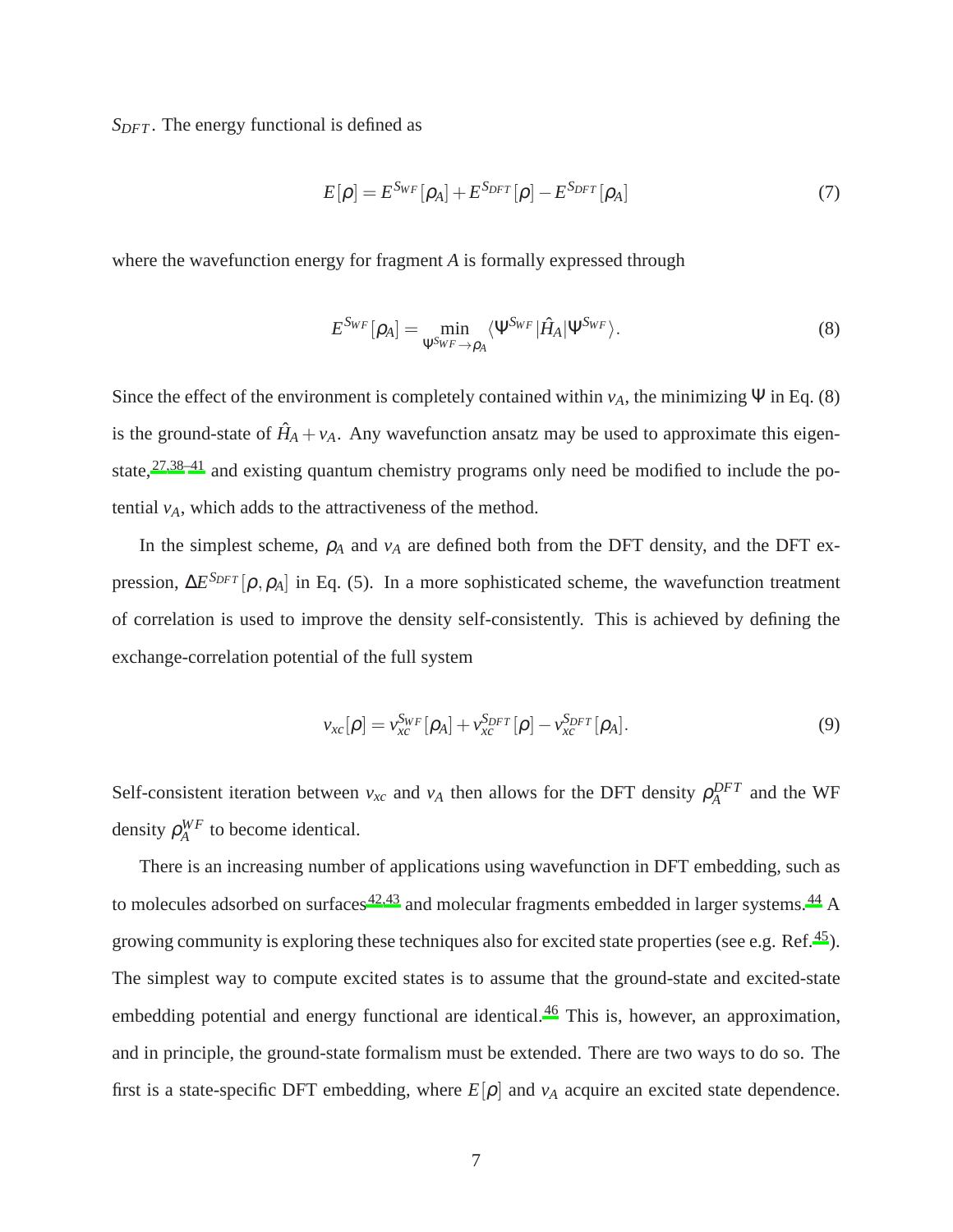$S_{DFT}$. The energy functional is defined as

$$E[\rho] = E^{S_{WF}}[\rho_A] + E^{S_{DFT}}[\rho] - E^{S_{DFT}}[\rho_A] \tag{7}$$

where the wavefunction energy for fragment $A$ is formally expressed through

$$E^{S_{WF}}[\rho_A] = \min_{\Psi^{S_{WF}} \to \rho_A} \langle \Psi^{S_{WF}} | \hat{H}_A | \Psi^{S_{WF}} \rangle. \tag{8}$$

Since the effect of the environment is completely contained within $v_A$, the minimizing $\Psi$ in Eq. (8) is the ground-state of $\hat{H}_A + v_A$. Any wavefunction ansatz may be used to approximate this eigenstate,[27,38–41] and existing quantum chemistry programs only need be modified to include the potential $v_A$, which adds to the attractiveness of the method.

In the simplest scheme, $\rho_A$ and $v_A$ are defined both from the DFT density, and the DFT expression, $\Delta E^{S_{DFT}}[\rho, \rho_A]$ in Eq. (5). In a more sophisticated scheme, the wavefunction treatment of correlation is used to improve the density self-consistently. This is achieved by defining the exchange-correlation potential of the full system

$$v_{xc}[\rho] = v_{xc}^{S_{WF}}[\rho_A] + v_{xc}^{S_{DFT}}[\rho] - v_{xc}^{S_{DFT}}[\rho_A]. \tag{9}$$

Self-consistent iteration between $v_{xc}$ and $v_A$ then allows for the DFT density $\rho_A^{DFT}$ and the WF density $\rho_A^{WF}$ to become identical.

There is an increasing number of applications using wavefunction in DFT embedding, such as to molecules adsorbed on surfaces[42,43] and molecular fragments embedded in larger systems.[44] A growing community is exploring these techniques also for excited state properties (see e.g. Ref.[45]). The simplest way to compute excited states is to assume that the ground-state and excited-state embedding potential and energy functional are identical.[46] This is, however, an approximation, and in principle, the ground-state formalism must be extended. There are two ways to do so. The first is a state-specific DFT embedding, where $E[\rho]$ and $v_A$ acquire an excited state dependence.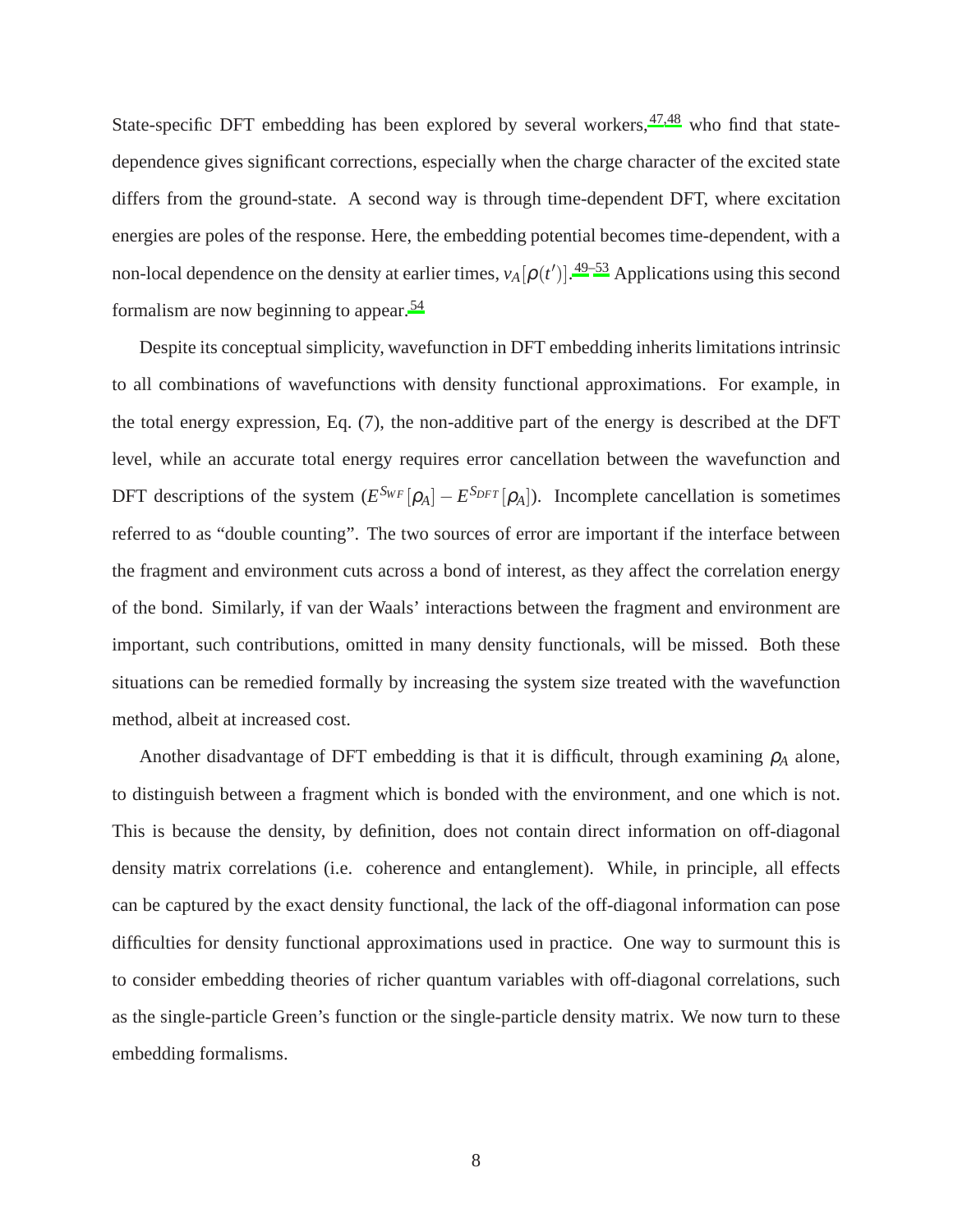State-specific DFT embedding has been explored by several workers,[47,48] who find that state-dependence gives significant corrections, especially when the charge character of the excited state differs from the ground-state. A second way is through time-dependent DFT, where excitation energies are poles of the response. Here, the embedding potential becomes time-dependent, with a non-local dependence on the density at earlier times, $v_A[\rho(t')]$.[49–53] Applications using this second formalism are now beginning to appear.[54]

Despite its conceptual simplicity, wavefunction in DFT embedding inherits limitations intrinsic to all combinations of wavefunctions with density functional approximations. For example, in the total energy expression, Eq. (7), the non-additive part of the energy is described at the DFT level, while an accurate total energy requires error cancellation between the wavefunction and DFT descriptions of the system ($E^{S_{WF}}[\rho_A] - E^{S_{DFT}}[\rho_A]$). Incomplete cancellation is sometimes referred to as "double counting". The two sources of error are important if the interface between the fragment and environment cuts across a bond of interest, as they affect the correlation energy of the bond. Similarly, if van der Waals' interactions between the fragment and environment are important, such contributions, omitted in many density functionals, will be missed. Both these situations can be remedied formally by increasing the system size treated with the wavefunction method, albeit at increased cost.

Another disadvantage of DFT embedding is that it is difficult, through examining $\rho_A$ alone, to distinguish between a fragment which is bonded with the environment, and one which is not. This is because the density, by definition, does not contain direct information on off-diagonal density matrix correlations (i.e. coherence and entanglement). While, in principle, all effects can be captured by the exact density functional, the lack of the off-diagonal information can pose difficulties for density functional approximations used in practice. One way to surmount this is to consider embedding theories of richer quantum variables with off-diagonal correlations, such as the single-particle Green's function or the single-particle density matrix. We now turn to these embedding formalisms.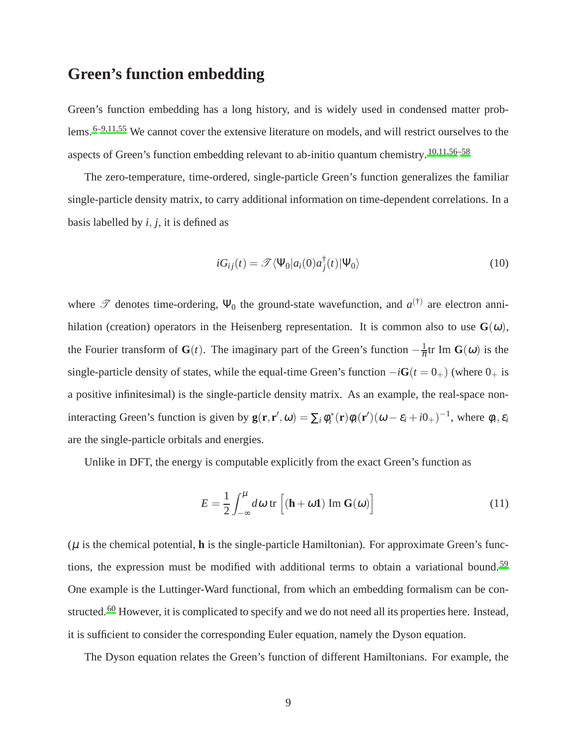## Green's function embedding

Green's function embedding has a long history, and is widely used in condensed matter problems.[6–9,11,55] We cannot cover the extensive literature on models, and will restrict ourselves to the aspects of Green's function embedding relevant to ab-initio quantum chemistry.[10,11,56–58]

The zero-temperature, time-ordered, single-particle Green's function generalizes the familiar single-particle density matrix, to carry additional information on time-dependent correlations. In a basis labelled by $i, j$, it is defined as

$$iG_{ij}(t) = \mathscr{T}\langle\Psi_0|a_i(0)a_j^\dagger(t)|\Psi_0\rangle \tag{10}$$

where $\mathscr{T}$ denotes time-ordering, $\Psi_0$ the ground-state wavefunction, and $a^{(\dagger)}$ are electron annihilation (creation) operators in the Heisenberg representation. It is common also to use $\mathbf{G}(\omega)$, the Fourier transform of $\mathbf{G}(t)$. The imaginary part of the Green's function $-\frac{1}{\pi}\text{tr Im }\mathbf{G}(\omega)$ is the single-particle density of states, while the equal-time Green's function $-i\mathbf{G}(t = 0_+)$ (where $0_+$ is a positive infinitesimal) is the single-particle density matrix. As an example, the real-space non-interacting Green's function is given by $\mathbf{g}(\mathbf{r}, \mathbf{r}', \omega) = \sum_i \phi_i^*(\mathbf{r})\phi_i(\mathbf{r}')(\omega - \varepsilon_i + i0_+)^{-1}$, where $\phi_i, \varepsilon_i$ are the single-particle orbitals and energies.

Unlike in DFT, the energy is computable explicitly from the exact Green's function as

$$E = \frac{1}{2}\int_{-\infty}^{\mu} d\omega \,\text{tr}\left[(\mathbf{h} + \omega\mathbf{1})\text{ Im }\mathbf{G}(\omega)\right] \tag{11}$$

($\mu$ is the chemical potential, $\mathbf{h}$ is the single-particle Hamiltonian). For approximate Green's functions, the expression must be modified with additional terms to obtain a variational bound.[59] One example is the Luttinger-Ward functional, from which an embedding formalism can be constructed.[60] However, it is complicated to specify and we do not need all its properties here. Instead, it is sufficient to consider the corresponding Euler equation, namely the Dyson equation.

The Dyson equation relates the Green's function of different Hamiltonians. For example, the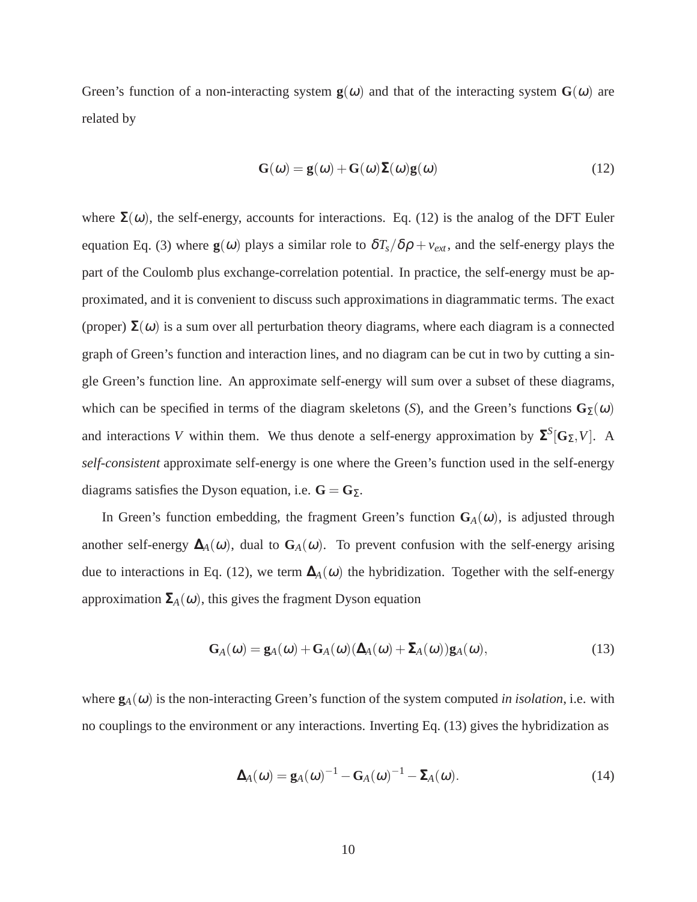Green's function of a non-interacting system $\mathbf{g}(\omega)$ and that of the interacting system $\mathbf{G}(\omega)$ are related by

$$\mathbf{G}(\omega) = \mathbf{g}(\omega) + \mathbf{G}(\omega)\mathbf{\Sigma}(\omega)\mathbf{g}(\omega) \tag{12}$$

where $\mathbf{\Sigma}(\omega)$, the self-energy, accounts for interactions. Eq. (12) is the analog of the DFT Euler equation Eq. (3) where $\mathbf{g}(\omega)$ plays a similar role to $\delta T_s/\delta\rho + v_{ext}$, and the self-energy plays the part of the Coulomb plus exchange-correlation potential. In practice, the self-energy must be approximated, and it is convenient to discuss such approximations in diagrammatic terms. The exact (proper) $\mathbf{\Sigma}(\omega)$ is a sum over all perturbation theory diagrams, where each diagram is a connected graph of Green's function and interaction lines, and no diagram can be cut in two by cutting a single Green's function line. An approximate self-energy will sum over a subset of these diagrams, which can be specified in terms of the diagram skeletons ($S$), and the Green's functions $\mathbf{G}_\Sigma(\omega)$ and interactions $V$ within them. We thus denote a self-energy approximation by $\mathbf{\Sigma}^S[\mathbf{G}_\Sigma, V]$. A *self-consistent* approximate self-energy is one where the Green's function used in the self-energy diagrams satisfies the Dyson equation, i.e. $\mathbf{G} = \mathbf{G}_\Sigma$.

In Green's function embedding, the fragment Green's function $\mathbf{G}_A(\omega)$, is adjusted through another self-energy $\mathbf{\Delta}_A(\omega)$, dual to $\mathbf{G}_A(\omega)$. To prevent confusion with the self-energy arising due to interactions in Eq. (12), we term $\mathbf{\Delta}_A(\omega)$ the hybridization. Together with the self-energy approximation $\mathbf{\Sigma}_A(\omega)$, this gives the fragment Dyson equation

$$\mathbf{G}_A(\omega) = \mathbf{g}_A(\omega) + \mathbf{G}_A(\omega)(\mathbf{\Delta}_A(\omega) + \mathbf{\Sigma}_A(\omega))\mathbf{g}_A(\omega), \tag{13}$$

where $\mathbf{g}_A(\omega)$ is the non-interacting Green's function of the system computed *in isolation*, i.e. with no couplings to the environment or any interactions. Inverting Eq. (13) gives the hybridization as

$$\mathbf{\Delta}_A(\omega) = \mathbf{g}_A(\omega)^{-1} - \mathbf{G}_A(\omega)^{-1} - \mathbf{\Sigma}_A(\omega). \tag{14}$$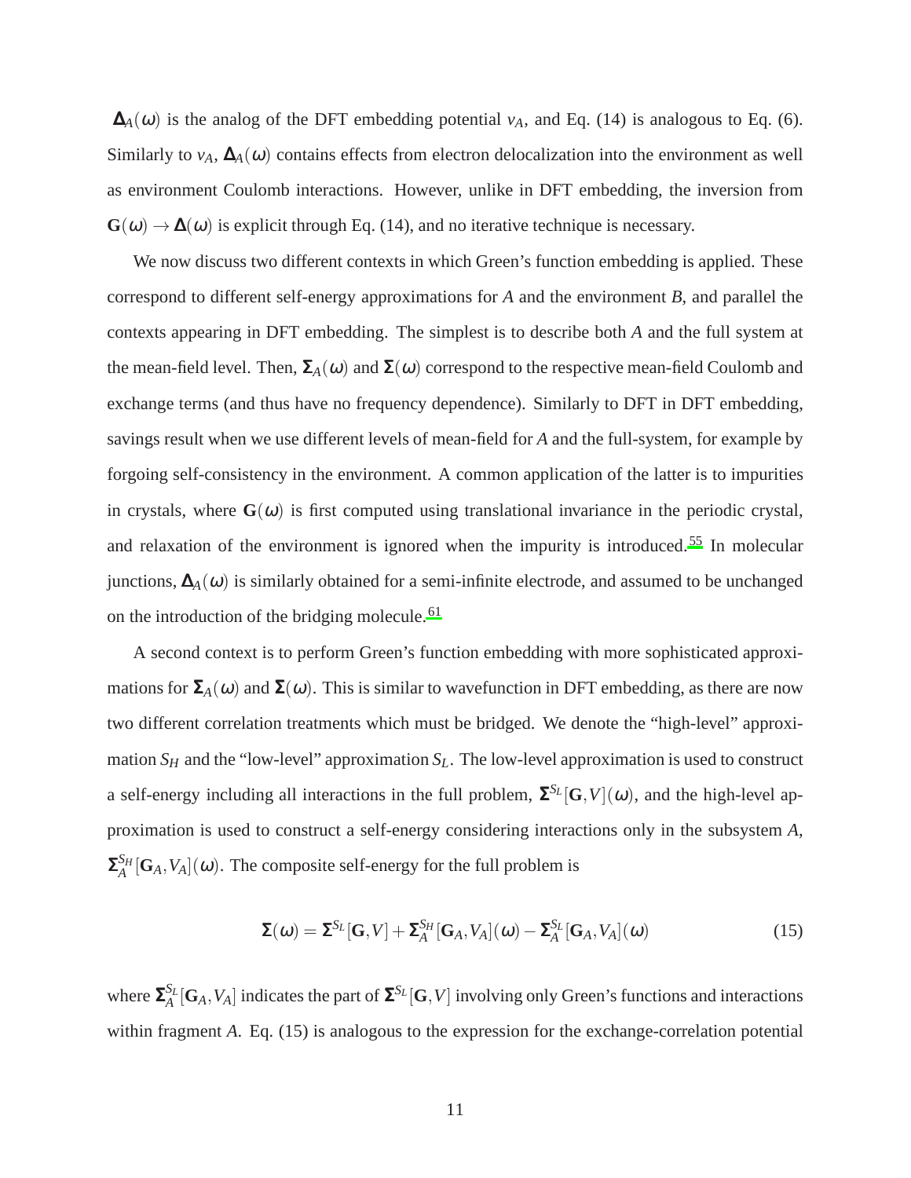$\boldsymbol{\Delta}_A(\omega)$ is the analog of the DFT embedding potential $v_A$, and Eq. (14) is analogous to Eq. (6). Similarly to $v_A$, $\boldsymbol{\Delta}_A(\omega)$ contains effects from electron delocalization into the environment as well as environment Coulomb interactions. However, unlike in DFT embedding, the inversion from $\mathbf{G}(\omega) \rightarrow \boldsymbol{\Delta}(\omega)$ is explicit through Eq. (14), and no iterative technique is necessary.

We now discuss two different contexts in which Green's function embedding is applied. These correspond to different self-energy approximations for $A$ and the environment $B$, and parallel the contexts appearing in DFT embedding. The simplest is to describe both $A$ and the full system at the mean-field level. Then, $\boldsymbol{\Sigma}_A(\omega)$ and $\boldsymbol{\Sigma}(\omega)$ correspond to the respective mean-field Coulomb and exchange terms (and thus have no frequency dependence). Similarly to DFT in DFT embedding, savings result when we use different levels of mean-field for $A$ and the full-system, for example by forgoing self-consistency in the environment. A common application of the latter is to impurities in crystals, where $\mathbf{G}(\omega)$ is first computed using translational invariance in the periodic crystal, and relaxation of the environment is ignored when the impurity is introduced.[55] In molecular junctions, $\boldsymbol{\Delta}_A(\omega)$ is similarly obtained for a semi-infinite electrode, and assumed to be unchanged on the introduction of the bridging molecule.[61]

A second context is to perform Green's function embedding with more sophisticated approximations for $\boldsymbol{\Sigma}_A(\omega)$ and $\boldsymbol{\Sigma}(\omega)$. This is similar to wavefunction in DFT embedding, as there are now two different correlation treatments which must be bridged. We denote the "high-level" approximation $S_H$ and the "low-level" approximation $S_L$. The low-level approximation is used to construct a self-energy including all interactions in the full problem, $\boldsymbol{\Sigma}^{S_L}[\mathbf{G},V](\omega)$, and the high-level approximation is used to construct a self-energy considering interactions only in the subsystem $A$, $\boldsymbol{\Sigma}_A^{S_H}[\mathbf{G}_A,V_A](\omega)$. The composite self-energy for the full problem is

$$\boldsymbol{\Sigma}(\omega) = \boldsymbol{\Sigma}^{S_L}[\mathbf{G},V] + \boldsymbol{\Sigma}_A^{S_H}[\mathbf{G}_A,V_A](\omega) - \boldsymbol{\Sigma}_A^{S_L}[\mathbf{G}_A,V_A](\omega) \tag{15}$$

where $\boldsymbol{\Sigma}_A^{S_L}[\mathbf{G}_A,V_A]$ indicates the part of $\boldsymbol{\Sigma}^{S_L}[\mathbf{G},V]$ involving only Green's functions and interactions within fragment $A$. Eq. (15) is analogous to the expression for the exchange-correlation potential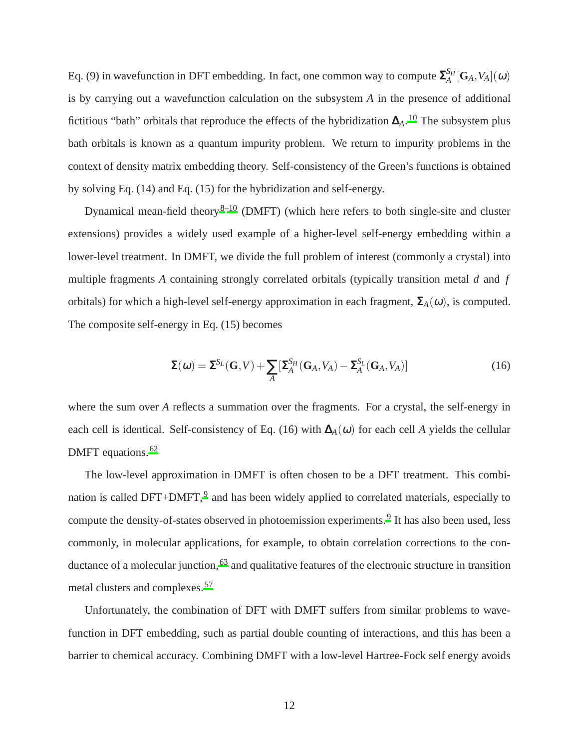Eq. (9) in wavefunction in DFT embedding. In fact, one common way to compute $\mathbf{\Sigma}_A^{S_H}[\mathbf{G}_A, V_A](\omega)$ is by carrying out a wavefunction calculation on the subsystem $A$ in the presence of additional fictitious "bath" orbitals that reproduce the effects of the hybridization $\mathbf{\Delta}_A$.[10] The subsystem plus bath orbitals is known as a quantum impurity problem. We return to impurity problems in the context of density matrix embedding theory. Self-consistency of the Green's functions is obtained by solving Eq. (14) and Eq. (15) for the hybridization and self-energy.

Dynamical mean-field theory[8–10] (DMFT) (which here refers to both single-site and cluster extensions) provides a widely used example of a higher-level self-energy embedding within a lower-level treatment. In DMFT, we divide the full problem of interest (commonly a crystal) into multiple fragments $A$ containing strongly correlated orbitals (typically transition metal $d$ and $f$ orbitals) for which a high-level self-energy approximation in each fragment, $\mathbf{\Sigma}_A(\omega)$, is computed. The composite self-energy in Eq. (15) becomes

$$\mathbf{\Sigma}(\omega) = \mathbf{\Sigma}^{S_L}(\mathbf{G}, V) + \sum_A [\mathbf{\Sigma}_A^{S_H}(\mathbf{G}_A, V_A) - \mathbf{\Sigma}_A^{S_L}(\mathbf{G}_A, V_A)] \tag{16}$$

where the sum over $A$ reflects a summation over the fragments. For a crystal, the self-energy in each cell is identical. Self-consistency of Eq. (16) with $\mathbf{\Delta}_A(\omega)$ for each cell $A$ yields the cellular DMFT equations.[62]

The low-level approximation in DMFT is often chosen to be a DFT treatment. This combination is called DFT+DMFT,[9] and has been widely applied to correlated materials, especially to compute the density-of-states observed in photoemission experiments.[9] It has also been used, less commonly, in molecular applications, for example, to obtain correlation corrections to the conductance of a molecular junction,[63] and qualitative features of the electronic structure in transition metal clusters and complexes.[57]

Unfortunately, the combination of DFT with DMFT suffers from similar problems to wavefunction in DFT embedding, such as partial double counting of interactions, and this has been a barrier to chemical accuracy. Combining DMFT with a low-level Hartree-Fock self energy avoids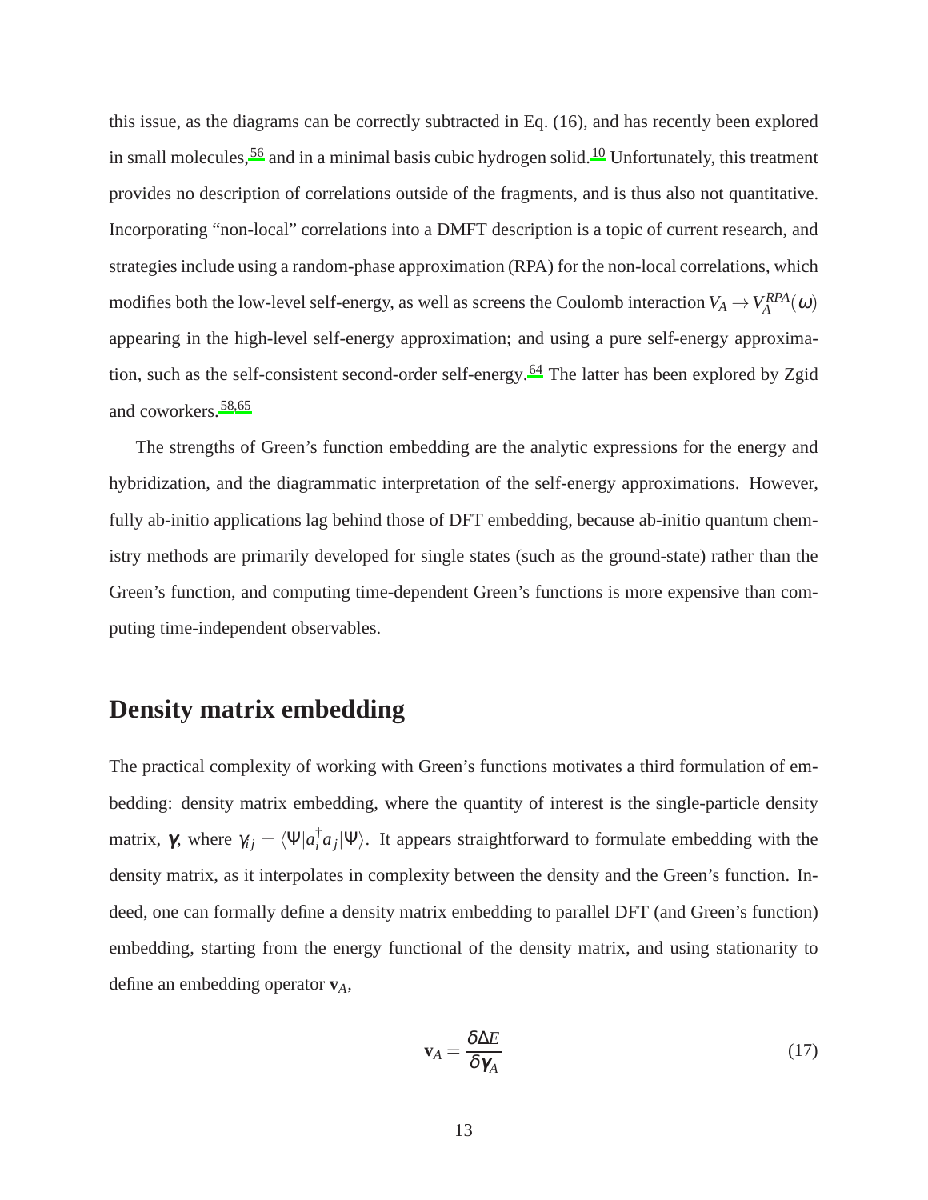this issue, as the diagrams can be correctly subtracted in Eq. (16), and has recently been explored in small molecules,[56] and in a minimal basis cubic hydrogen solid.[10] Unfortunately, this treatment provides no description of correlations outside of the fragments, and is thus also not quantitative. Incorporating "non-local" correlations into a DMFT description is a topic of current research, and strategies include using a random-phase approximation (RPA) for the non-local correlations, which modifies both the low-level self-energy, as well as screens the Coulomb interaction $V_A \rightarrow V_A^{RPA}(\omega)$ appearing in the high-level self-energy approximation; and using a pure self-energy approximation, such as the self-consistent second-order self-energy.[64] The latter has been explored by Zgid and coworkers.[58,65]

The strengths of Green's function embedding are the analytic expressions for the energy and hybridization, and the diagrammatic interpretation of the self-energy approximations. However, fully ab-initio applications lag behind those of DFT embedding, because ab-initio quantum chemistry methods are primarily developed for single states (such as the ground-state) rather than the Green's function, and computing time-dependent Green's functions is more expensive than computing time-independent observables.

## Density matrix embedding

The practical complexity of working with Green's functions motivates a third formulation of embedding: density matrix embedding, where the quantity of interest is the single-particle density matrix, $\boldsymbol{\gamma}$, where $\gamma_{ij} = \langle \Psi | a_i^\dagger a_j | \Psi \rangle$. It appears straightforward to formulate embedding with the density matrix, as it interpolates in complexity between the density and the Green's function. Indeed, one can formally define a density matrix embedding to parallel DFT (and Green's function) embedding, starting from the energy functional of the density matrix, and using stationarity to define an embedding operator $\mathbf{v}_A$,

$$\mathbf{v}_A = \frac{\delta \Delta E}{\delta \boldsymbol{\gamma}_A} \tag{17}$$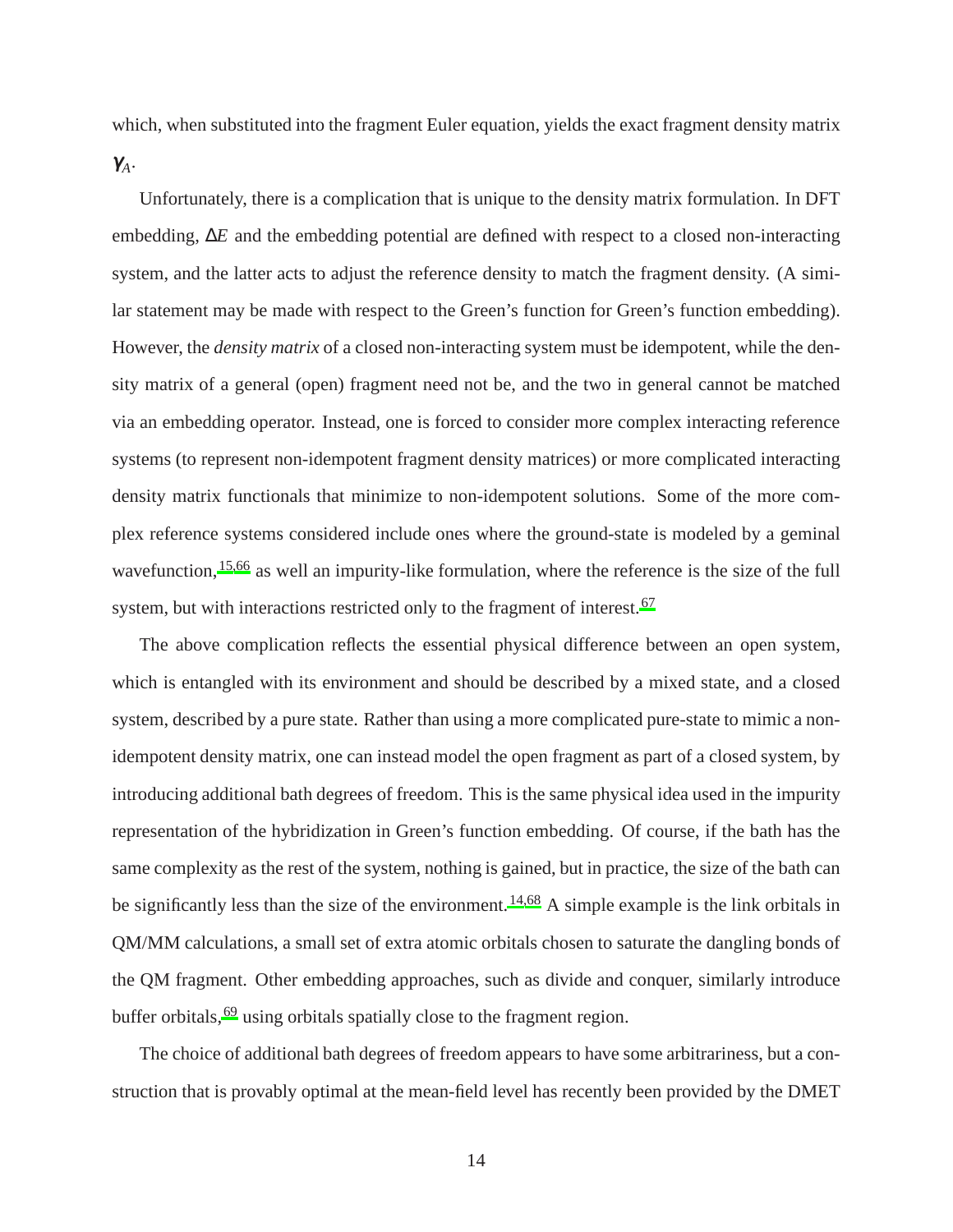which, when substituted into the fragment Euler equation, yields the exact fragment density matrix $\gamma_A$.

Unfortunately, there is a complication that is unique to the density matrix formulation. In DFT embedding, $\Delta E$ and the embedding potential are defined with respect to a closed non-interacting system, and the latter acts to adjust the reference density to match the fragment density. (A similar statement may be made with respect to the Green's function for Green's function embedding). However, the *density matrix* of a closed non-interacting system must be idempotent, while the density matrix of a general (open) fragment need not be, and the two in general cannot be matched via an embedding operator. Instead, one is forced to consider more complex interacting reference systems (to represent non-idempotent fragment density matrices) or more complicated interacting density matrix functionals that minimize to non-idempotent solutions. Some of the more complex reference systems considered include ones where the ground-state is modeled by a geminal wavefunction,[15,66] as well an impurity-like formulation, where the reference is the size of the full system, but with interactions restricted only to the fragment of interest.[67]

The above complication reflects the essential physical difference between an open system, which is entangled with its environment and should be described by a mixed state, and a closed system, described by a pure state. Rather than using a more complicated pure-state to mimic a non-idempotent density matrix, one can instead model the open fragment as part of a closed system, by introducing additional bath degrees of freedom. This is the same physical idea used in the impurity representation of the hybridization in Green's function embedding. Of course, if the bath has the same complexity as the rest of the system, nothing is gained, but in practice, the size of the bath can be significantly less than the size of the environment.[14,68] A simple example is the link orbitals in QM/MM calculations, a small set of extra atomic orbitals chosen to saturate the dangling bonds of the QM fragment. Other embedding approaches, such as divide and conquer, similarly introduce buffer orbitals,[69] using orbitals spatially close to the fragment region.

The choice of additional bath degrees of freedom appears to have some arbitrariness, but a construction that is provably optimal at the mean-field level has recently been provided by the DMET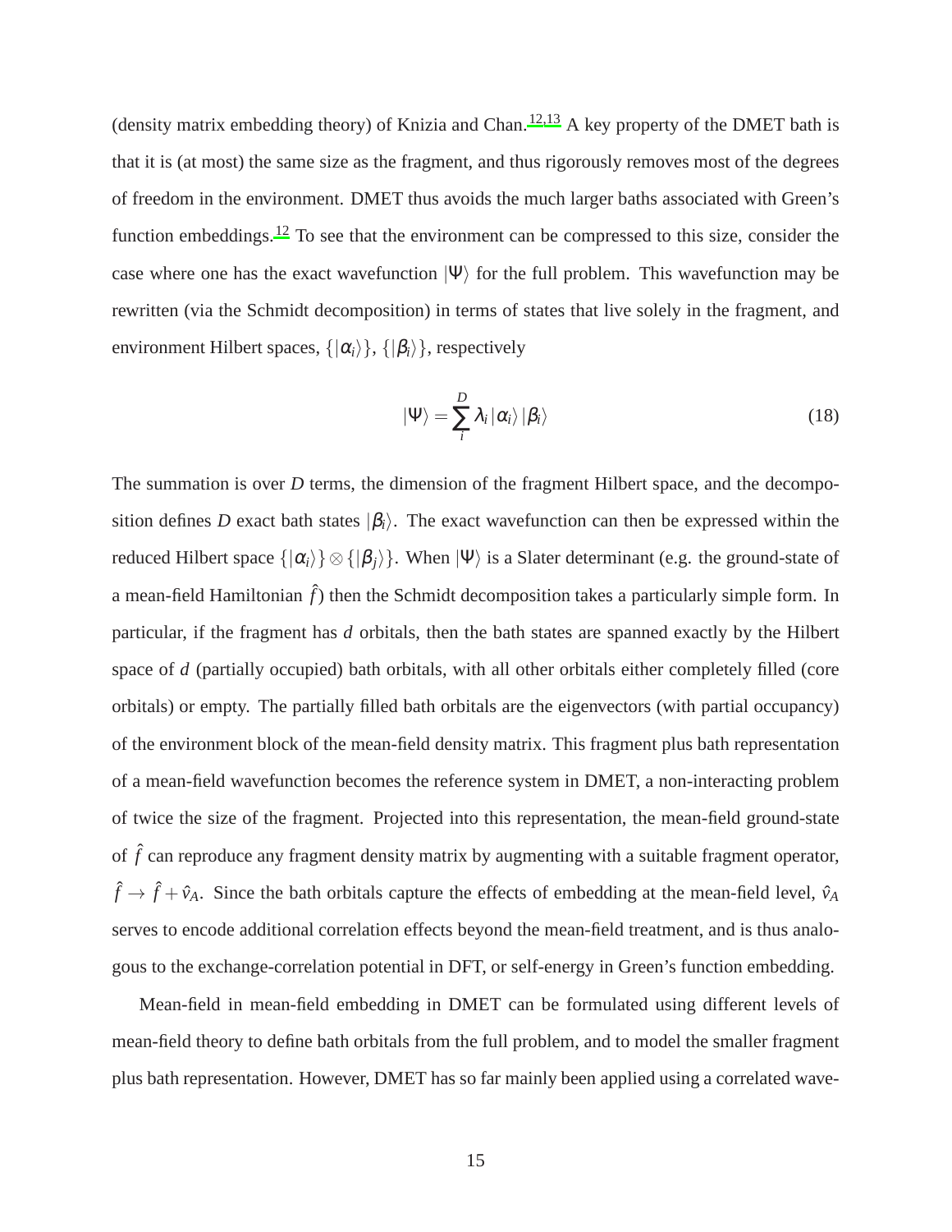(density matrix embedding theory) of Knizia and Chan.[12,13] A key property of the DMET bath is that it is (at most) the same size as the fragment, and thus rigorously removes most of the degrees of freedom in the environment. DMET thus avoids the much larger baths associated with Green's function embeddings.[12] To see that the environment can be compressed to this size, consider the case where one has the exact wavefunction $|\Psi\rangle$ for the full problem. This wavefunction may be rewritten (via the Schmidt decomposition) in terms of states that live solely in the fragment, and environment Hilbert spaces, $\{|\alpha_i\rangle\}$, $\{|\beta_i\rangle\}$, respectively

$$|\Psi\rangle = \sum_i^D \lambda_i \, |\alpha_i\rangle \, |\beta_i\rangle \tag{18}$$

The summation is over $D$ terms, the dimension of the fragment Hilbert space, and the decomposition defines $D$ exact bath states $|\beta_i\rangle$. The exact wavefunction can then be expressed within the reduced Hilbert space $\{|\alpha_i\rangle\} \otimes \{|\beta_j\rangle\}$. When $|\Psi\rangle$ is a Slater determinant (e.g. the ground-state of a mean-field Hamiltonian $\hat{f}$) then the Schmidt decomposition takes a particularly simple form. In particular, if the fragment has $d$ orbitals, then the bath states are spanned exactly by the Hilbert space of $d$ (partially occupied) bath orbitals, with all other orbitals either completely filled (core orbitals) or empty. The partially filled bath orbitals are the eigenvectors (with partial occupancy) of the environment block of the mean-field density matrix. This fragment plus bath representation of a mean-field wavefunction becomes the reference system in DMET, a non-interacting problem of twice the size of the fragment. Projected into this representation, the mean-field ground-state of $\hat{f}$ can reproduce any fragment density matrix by augmenting with a suitable fragment operator, $\hat{f} \rightarrow \hat{f} + \hat{v}_A$. Since the bath orbitals capture the effects of embedding at the mean-field level, $\hat{v}_A$ serves to encode additional correlation effects beyond the mean-field treatment, and is thus analogous to the exchange-correlation potential in DFT, or self-energy in Green's function embedding.

Mean-field in mean-field embedding in DMET can be formulated using different levels of mean-field theory to define bath orbitals from the full problem, and to model the smaller fragment plus bath representation. However, DMET has so far mainly been applied using a correlated wave-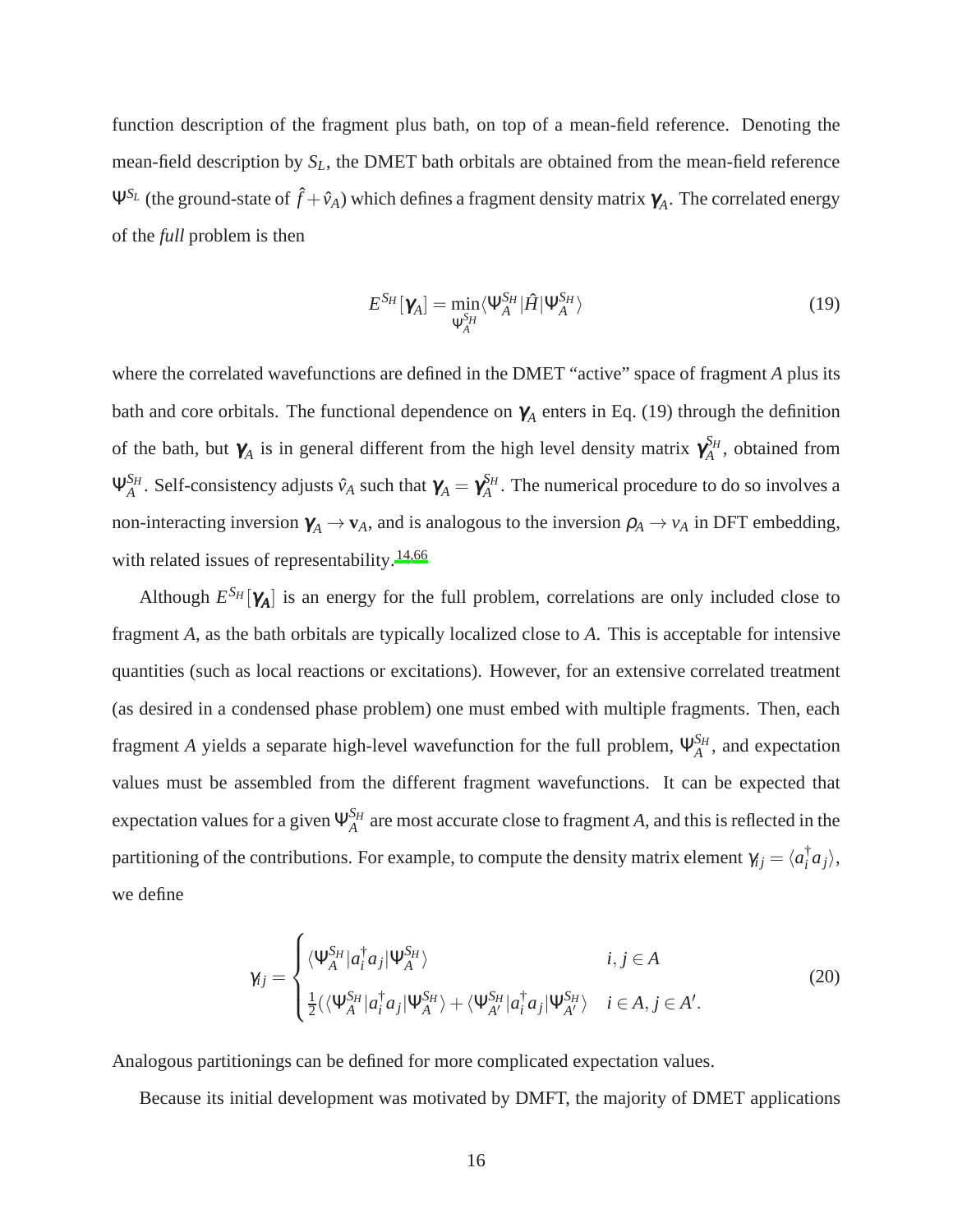function description of the fragment plus bath, on top of a mean-field reference. Denoting the mean-field description by $S_L$, the DMET bath orbitals are obtained from the mean-field reference $\Psi^{S_L}$ (the ground-state of $\hat{f} + \hat{v}_A$) which defines a fragment density matrix $\boldsymbol{\gamma}_A$. The correlated energy of the *full* problem is then

$$E^{S_H}[\boldsymbol{\gamma}_A] = \min_{\Psi_A^{S_H}} \langle \Psi_A^{S_H} | \hat{H} | \Psi_A^{S_H} \rangle \tag{19}$$

where the correlated wavefunctions are defined in the DMET "active" space of fragment $A$ plus its bath and core orbitals. The functional dependence on $\boldsymbol{\gamma}_A$ enters in Eq. (19) through the definition of the bath, but $\boldsymbol{\gamma}_A$ is in general different from the high level density matrix $\boldsymbol{\gamma}_A^{S_H}$, obtained from $\Psi_A^{S_H}$. Self-consistency adjusts $\hat{v}_A$ such that $\boldsymbol{\gamma}_A = \boldsymbol{\gamma}_A^{S_H}$. The numerical procedure to do so involves a non-interacting inversion $\boldsymbol{\gamma}_A \rightarrow \mathbf{v}_A$, and is analogous to the inversion $\rho_A \rightarrow v_A$ in DFT embedding, with related issues of representability.[14,66]

Although $E^{S_H}[\boldsymbol{\gamma}_\mathbf{A}]$ is an energy for the full problem, correlations are only included close to fragment $A$, as the bath orbitals are typically localized close to $A$. This is acceptable for intensive quantities (such as local reactions or excitations). However, for an extensive correlated treatment (as desired in a condensed phase problem) one must embed with multiple fragments. Then, each fragment $A$ yields a separate high-level wavefunction for the full problem, $\Psi_A^{S_H}$, and expectation values must be assembled from the different fragment wavefunctions. It can be expected that expectation values for a given $\Psi_A^{S_H}$ are most accurate close to fragment $A$, and this is reflected in the partitioning of the contributions. For example, to compute the density matrix element $\gamma_{ij} = \langle a_i^\dagger a_j \rangle$, we define

$$\gamma_{ij} = \begin{cases} \langle \Psi_A^{S_H} | a_i^\dagger a_j | \Psi_A^{S_H} \rangle & i, j \in A \\ \frac{1}{2}(\langle \Psi_A^{S_H} | a_i^\dagger a_j | \Psi_A^{S_H} \rangle + \langle \Psi_{A'}^{S_H} | a_i^\dagger a_j | \Psi_{A'}^{S_H} \rangle & i \in A, j \in A'. \end{cases} \tag{20}$$

Analogous partitionings can be defined for more complicated expectation values.

Because its initial development was motivated by DMFT, the majority of DMET applications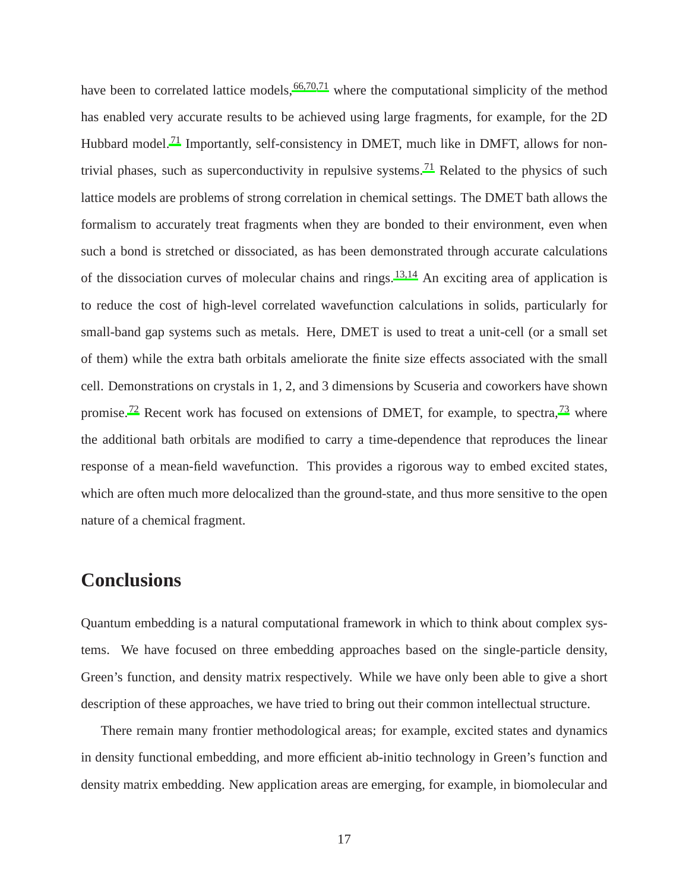have been to correlated lattice models,[66,70,71] where the computational simplicity of the method has enabled very accurate results to be achieved using large fragments, for example, for the 2D Hubbard model.[71] Importantly, self-consistency in DMET, much like in DMFT, allows for non-trivial phases, such as superconductivity in repulsive systems.[71] Related to the physics of such lattice models are problems of strong correlation in chemical settings. The DMET bath allows the formalism to accurately treat fragments when they are bonded to their environment, even when such a bond is stretched or dissociated, as has been demonstrated through accurate calculations of the dissociation curves of molecular chains and rings.[13,14] An exciting area of application is to reduce the cost of high-level correlated wavefunction calculations in solids, particularly for small-band gap systems such as metals. Here, DMET is used to treat a unit-cell (or a small set of them) while the extra bath orbitals ameliorate the finite size effects associated with the small cell. Demonstrations on crystals in 1, 2, and 3 dimensions by Scuseria and coworkers have shown promise.[72] Recent work has focused on extensions of DMET, for example, to spectra,[73] where the additional bath orbitals are modified to carry a time-dependence that reproduces the linear response of a mean-field wavefunction. This provides a rigorous way to embed excited states, which are often much more delocalized than the ground-state, and thus more sensitive to the open nature of a chemical fragment.

## Conclusions

Quantum embedding is a natural computational framework in which to think about complex systems. We have focused on three embedding approaches based on the single-particle density, Green's function, and density matrix respectively. While we have only been able to give a short description of these approaches, we have tried to bring out their common intellectual structure.

There remain many frontier methodological areas; for example, excited states and dynamics in density functional embedding, and more efficient ab-initio technology in Green's function and density matrix embedding. New application areas are emerging, for example, in biomolecular and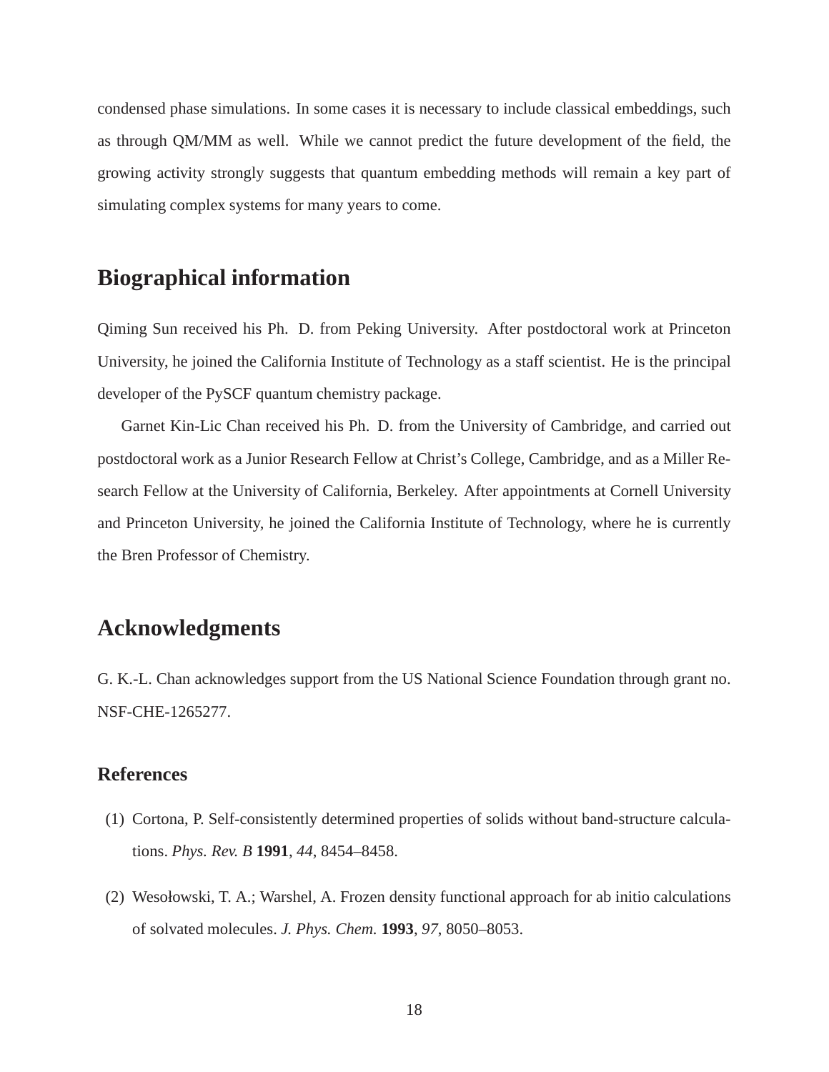condensed phase simulations. In some cases it is necessary to include classical embeddings, such as through QM/MM as well. While we cannot predict the future development of the field, the growing activity strongly suggests that quantum embedding methods will remain a key part of simulating complex systems for many years to come.

## Biographical information

Qiming Sun received his Ph. D. from Peking University. After postdoctoral work at Princeton University, he joined the California Institute of Technology as a staff scientist. He is the principal developer of the PySCF quantum chemistry package.

Garnet Kin-Lic Chan received his Ph. D. from the University of Cambridge, and carried out postdoctoral work as a Junior Research Fellow at Christ's College, Cambridge, and as a Miller Research Fellow at the University of California, Berkeley. After appointments at Cornell University and Princeton University, he joined the California Institute of Technology, where he is currently the Bren Professor of Chemistry.

## Acknowledgments

G. K.-L. Chan acknowledges support from the US National Science Foundation through grant no. NSF-CHE-1265277.

### References

(1) Cortona, P. Self-consistently determined properties of solids without band-structure calculations. *Phys. Rev. B* **1991**, *44*, 8454–8458.

(2) Wesołowski, T. A.; Warshel, A. Frozen density functional approach for ab initio calculations of solvated molecules. *J. Phys. Chem.* **1993**, *97*, 8050–8053.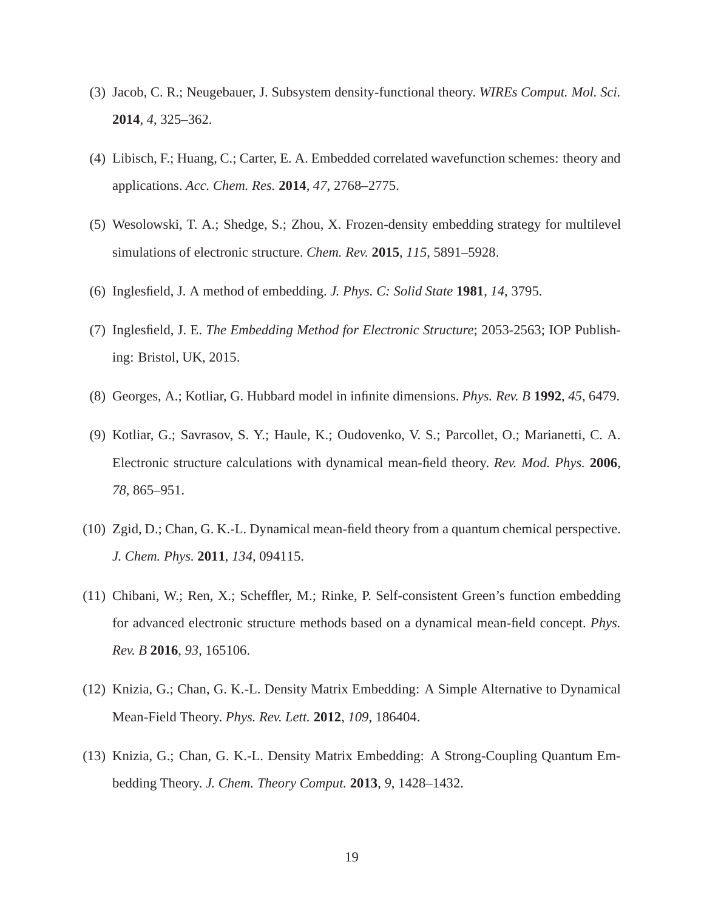(3) Jacob, C. R.; Neugebauer, J. Subsystem density-functional theory. *WIREs Comput. Mol. Sci.* **2014**, *4*, 325–362.

(4) Libisch, F.; Huang, C.; Carter, E. A. Embedded correlated wavefunction schemes: theory and applications. *Acc. Chem. Res.* **2014**, *47*, 2768–2775.

(5) Wesolowski, T. A.; Shedge, S.; Zhou, X. Frozen-density embedding strategy for multilevel simulations of electronic structure. *Chem. Rev.* **2015**, *115*, 5891–5928.

(6) Inglesfield, J. A method of embedding. *J. Phys. C: Solid State* **1981**, *14*, 3795.

(7) Inglesfield, J. E. *The Embedding Method for Electronic Structure*; 2053-2563; IOP Publishing: Bristol, UK, 2015.

(8) Georges, A.; Kotliar, G. Hubbard model in infinite dimensions. *Phys. Rev. B* **1992**, *45*, 6479.

(9) Kotliar, G.; Savrasov, S. Y.; Haule, K.; Oudovenko, V. S.; Parcollet, O.; Marianetti, C. A. Electronic structure calculations with dynamical mean-field theory. *Rev. Mod. Phys.* **2006**, *78*, 865–951.

(10) Zgid, D.; Chan, G. K.-L. Dynamical mean-field theory from a quantum chemical perspective. *J. Chem. Phys.* **2011**, *134*, 094115.

(11) Chibani, W.; Ren, X.; Scheffler, M.; Rinke, P. Self-consistent Green's function embedding for advanced electronic structure methods based on a dynamical mean-field concept. *Phys. Rev. B* **2016**, *93*, 165106.

(12) Knizia, G.; Chan, G. K.-L. Density Matrix Embedding: A Simple Alternative to Dynamical Mean-Field Theory. *Phys. Rev. Lett.* **2012**, *109*, 186404.

(13) Knizia, G.; Chan, G. K.-L. Density Matrix Embedding: A Strong-Coupling Quantum Embedding Theory. *J. Chem. Theory Comput.* **2013**, *9*, 1428–1432.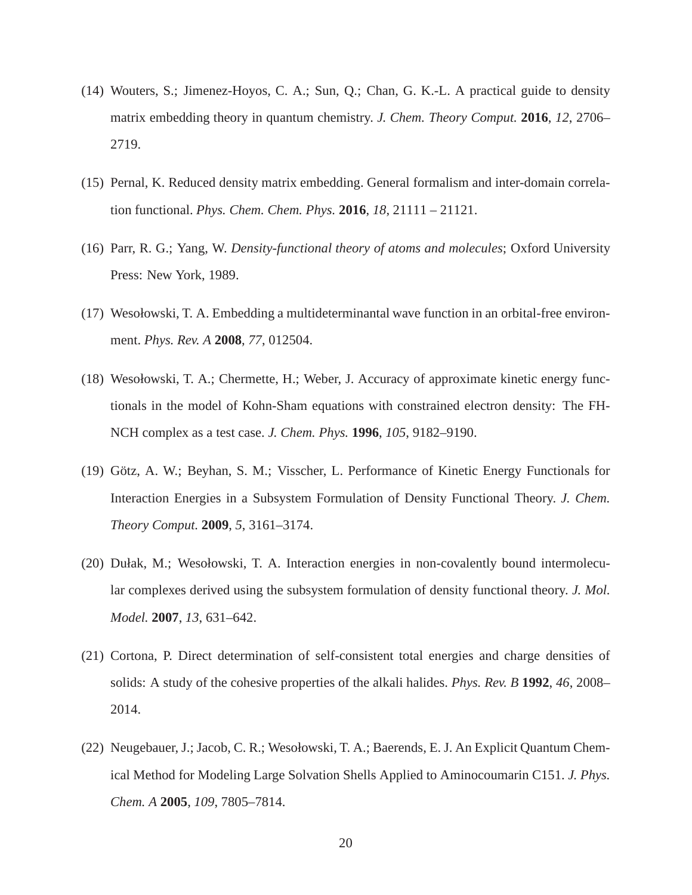(14) Wouters, S.; Jimenez-Hoyos, C. A.; Sun, Q.; Chan, G. K.-L. A practical guide to density matrix embedding theory in quantum chemistry. *J. Chem. Theory Comput.* **2016**, *12*, 2706–2719.

(15) Pernal, K. Reduced density matrix embedding. General formalism and inter-domain correlation functional. *Phys. Chem. Chem. Phys.* **2016**, *18*, 21111 – 21121.

(16) Parr, R. G.; Yang, W. *Density-functional theory of atoms and molecules*; Oxford University Press: New York, 1989.

(17) Wesołowski, T. A. Embedding a multideterminantal wave function in an orbital-free environment. *Phys. Rev. A* **2008**, *77*, 012504.

(18) Wesołowski, T. A.; Chermette, H.; Weber, J. Accuracy of approximate kinetic energy functionals in the model of Kohn-Sham equations with constrained electron density: The FH-NCH complex as a test case. *J. Chem. Phys.* **1996**, *105*, 9182–9190.

(19) Götz, A. W.; Beyhan, S. M.; Visscher, L. Performance of Kinetic Energy Functionals for Interaction Energies in a Subsystem Formulation of Density Functional Theory. *J. Chem. Theory Comput.* **2009**, *5*, 3161–3174.

(20) Dułak, M.; Wesołowski, T. A. Interaction energies in non-covalently bound intermolecular complexes derived using the subsystem formulation of density functional theory. *J. Mol. Model.* **2007**, *13*, 631–642.

(21) Cortona, P. Direct determination of self-consistent total energies and charge densities of solids: A study of the cohesive properties of the alkali halides. *Phys. Rev. B* **1992**, *46*, 2008–2014.

(22) Neugebauer, J.; Jacob, C. R.; Wesołowski, T. A.; Baerends, E. J. An Explicit Quantum Chemical Method for Modeling Large Solvation Shells Applied to Aminocoumarin C151. *J. Phys. Chem. A* **2005**, *109*, 7805–7814.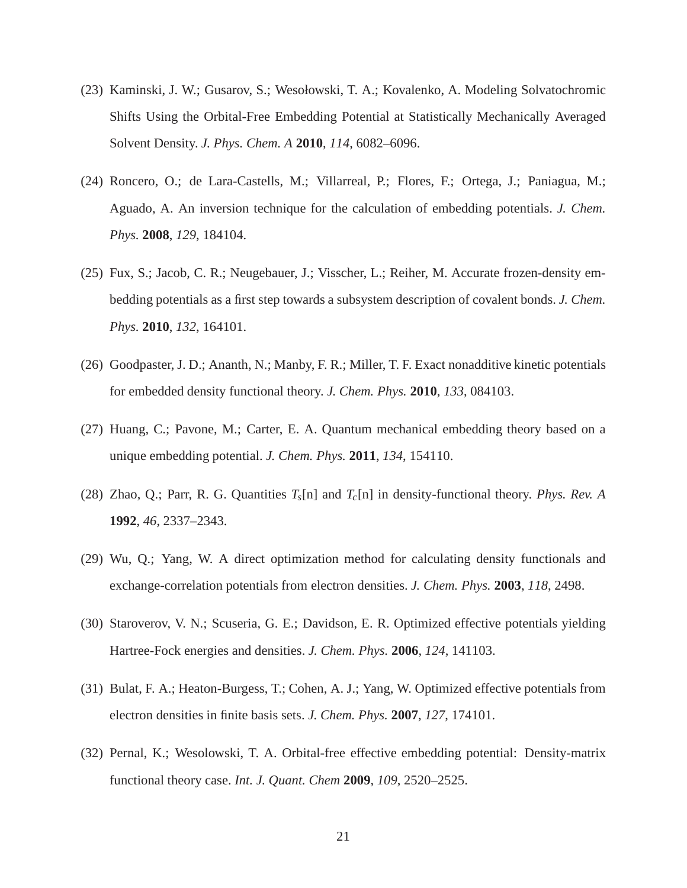(23) Kaminski, J. W.; Gusarov, S.; Wesołowski, T. A.; Kovalenko, A. Modeling Solvatochromic Shifts Using the Orbital-Free Embedding Potential at Statistically Mechanically Averaged Solvent Density. *J. Phys. Chem. A* **2010**, *114*, 6082–6096.

(24) Roncero, O.; de Lara-Castells, M.; Villarreal, P.; Flores, F.; Ortega, J.; Paniagua, M.; Aguado, A. An inversion technique for the calculation of embedding potentials. *J. Chem. Phys.* **2008**, *129*, 184104.

(25) Fux, S.; Jacob, C. R.; Neugebauer, J.; Visscher, L.; Reiher, M. Accurate frozen-density embedding potentials as a first step towards a subsystem description of covalent bonds. *J. Chem. Phys.* **2010**, *132*, 164101.

(26) Goodpaster, J. D.; Ananth, N.; Manby, F. R.; Miller, T. F. Exact nonadditive kinetic potentials for embedded density functional theory. *J. Chem. Phys.* **2010**, *133*, 084103.

(27) Huang, C.; Pavone, M.; Carter, E. A. Quantum mechanical embedding theory based on a unique embedding potential. *J. Chem. Phys.* **2011**, *134*, 154110.

(28) Zhao, Q.; Parr, R. G. Quantities $T_s[n]$ and $T_c[n]$ in density-functional theory. *Phys. Rev. A* **1992**, *46*, 2337–2343.

(29) Wu, Q.; Yang, W. A direct optimization method for calculating density functionals and exchange-correlation potentials from electron densities. *J. Chem. Phys.* **2003**, *118*, 2498.

(30) Staroverov, V. N.; Scuseria, G. E.; Davidson, E. R. Optimized effective potentials yielding Hartree-Fock energies and densities. *J. Chem. Phys.* **2006**, *124*, 141103.

(31) Bulat, F. A.; Heaton-Burgess, T.; Cohen, A. J.; Yang, W. Optimized effective potentials from electron densities in finite basis sets. *J. Chem. Phys.* **2007**, *127*, 174101.

(32) Pernal, K.; Wesolowski, T. A. Orbital-free effective embedding potential: Density-matrix functional theory case. *Int. J. Quant. Chem* **2009**, *109*, 2520–2525.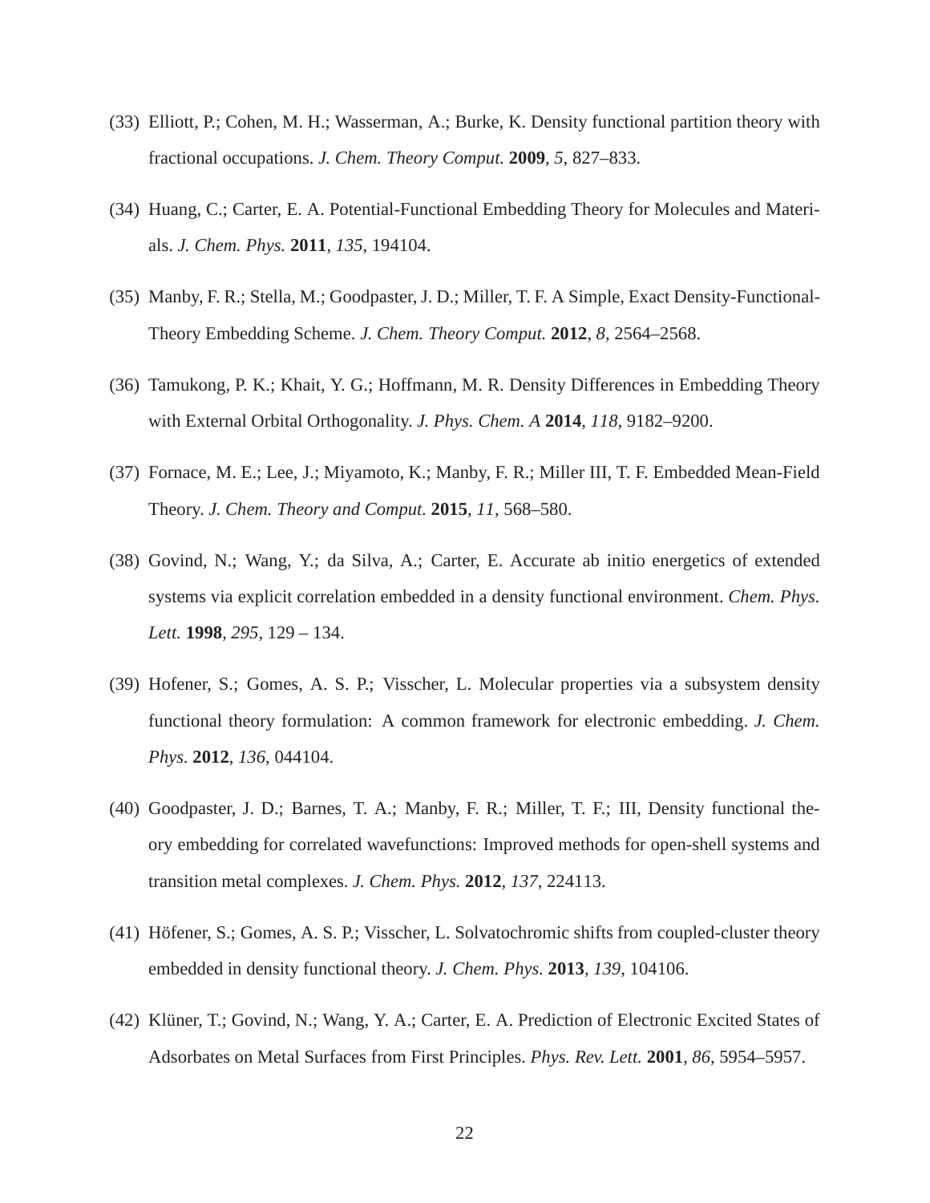(33) Elliott, P.; Cohen, M. H.; Wasserman, A.; Burke, K. Density functional partition theory with fractional occupations. *J. Chem. Theory Comput.* **2009**, *5*, 827–833.

(34) Huang, C.; Carter, E. A. Potential-Functional Embedding Theory for Molecules and Materials. *J. Chem. Phys.* **2011**, *135*, 194104.

(35) Manby, F. R.; Stella, M.; Goodpaster, J. D.; Miller, T. F. A Simple, Exact Density-Functional-Theory Embedding Scheme. *J. Chem. Theory Comput.* **2012**, *8*, 2564–2568.

(36) Tamukong, P. K.; Khait, Y. G.; Hoffmann, M. R. Density Differences in Embedding Theory with External Orbital Orthogonality. *J. Phys. Chem. A* **2014**, *118*, 9182–9200.

(37) Fornace, M. E.; Lee, J.; Miyamoto, K.; Manby, F. R.; Miller III, T. F. Embedded Mean-Field Theory. *J. Chem. Theory and Comput.* **2015**, *11*, 568–580.

(38) Govind, N.; Wang, Y.; da Silva, A.; Carter, E. Accurate ab initio energetics of extended systems via explicit correlation embedded in a density functional environment. *Chem. Phys. Lett.* **1998**, *295*, 129 – 134.

(39) Hofener, S.; Gomes, A. S. P.; Visscher, L. Molecular properties via a subsystem density functional theory formulation: A common framework for electronic embedding. *J. Chem. Phys.* **2012**, *136*, 044104.

(40) Goodpaster, J. D.; Barnes, T. A.; Manby, F. R.; Miller, T. F.; III, Density functional theory embedding for correlated wavefunctions: Improved methods for open-shell systems and transition metal complexes. *J. Chem. Phys.* **2012**, *137*, 224113.

(41) Höfener, S.; Gomes, A. S. P.; Visscher, L. Solvatochromic shifts from coupled-cluster theory embedded in density functional theory. *J. Chem. Phys.* **2013**, *139*, 104106.

(42) Klüner, T.; Govind, N.; Wang, Y. A.; Carter, E. A. Prediction of Electronic Excited States of Adsorbates on Metal Surfaces from First Principles. *Phys. Rev. Lett.* **2001**, *86*, 5954–5957.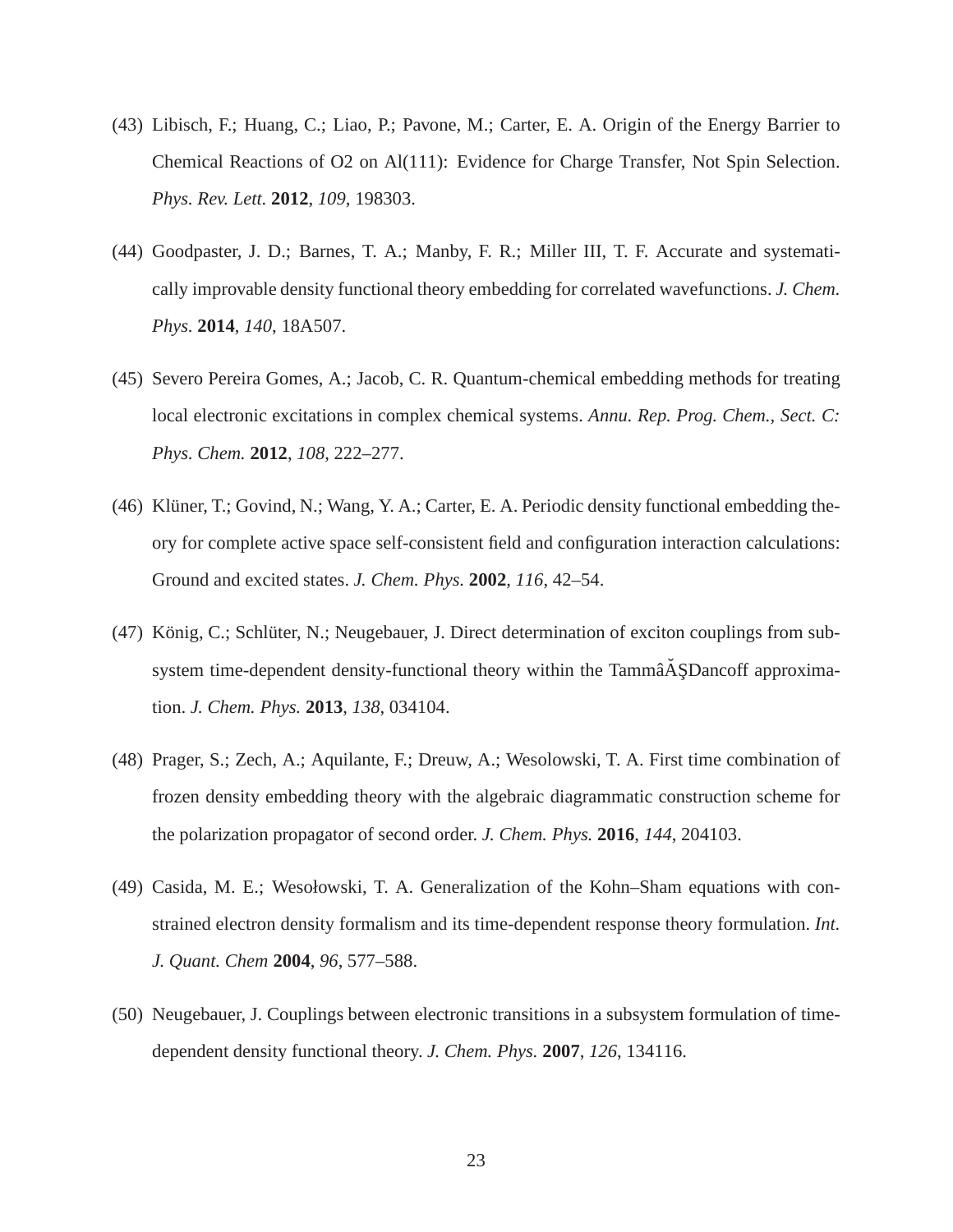(43) Libisch, F.; Huang, C.; Liao, P.; Pavone, M.; Carter, E. A. Origin of the Energy Barrier to Chemical Reactions of O2 on Al(111): Evidence for Charge Transfer, Not Spin Selection. *Phys. Rev. Lett.* **2012**, *109*, 198303.

(44) Goodpaster, J. D.; Barnes, T. A.; Manby, F. R.; Miller III, T. F. Accurate and systematically improvable density functional theory embedding for correlated wavefunctions. *J. Chem. Phys.* **2014**, *140*, 18A507.

(45) Severo Pereira Gomes, A.; Jacob, C. R. Quantum-chemical embedding methods for treating local electronic excitations in complex chemical systems. *Annu. Rep. Prog. Chem., Sect. C: Phys. Chem.* **2012**, *108*, 222–277.

(46) Klüner, T.; Govind, N.; Wang, Y. A.; Carter, E. A. Periodic density functional embedding theory for complete active space self-consistent field and configuration interaction calculations: Ground and excited states. *J. Chem. Phys.* **2002**, *116*, 42–54.

(47) König, C.; Schlüter, N.; Neugebauer, J. Direct determination of exciton couplings from subsystem time-dependent density-functional theory within the TammâĂŞDancoff approximation. *J. Chem. Phys.* **2013**, *138*, 034104.

(48) Prager, S.; Zech, A.; Aquilante, F.; Dreuw, A.; Wesolowski, T. A. First time combination of frozen density embedding theory with the algebraic diagrammatic construction scheme for the polarization propagator of second order. *J. Chem. Phys.* **2016**, *144*, 204103.

(49) Casida, M. E.; Wesołowski, T. A. Generalization of the Kohn–Sham equations with constrained electron density formalism and its time-dependent response theory formulation. *Int. J. Quant. Chem* **2004**, *96*, 577–588.

(50) Neugebauer, J. Couplings between electronic transitions in a subsystem formulation of time-dependent density functional theory. *J. Chem. Phys.* **2007**, *126*, 134116.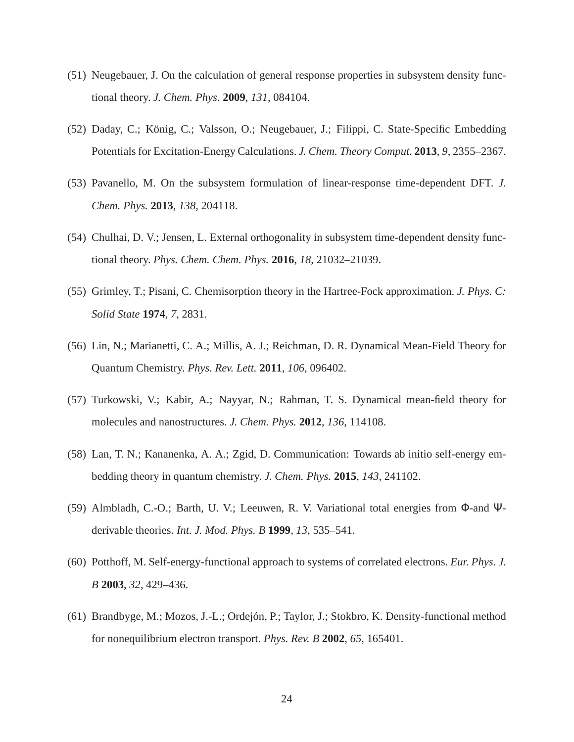(51) Neugebauer, J. On the calculation of general response properties in subsystem density functional theory. *J. Chem. Phys.* **2009**, *131*, 084104.

(52) Daday, C.; König, C.; Valsson, O.; Neugebauer, J.; Filippi, C. State-Specific Embedding Potentials for Excitation-Energy Calculations. *J. Chem. Theory Comput.* **2013**, *9*, 2355–2367.

(53) Pavanello, M. On the subsystem formulation of linear-response time-dependent DFT. *J. Chem. Phys.* **2013**, *138*, 204118.

(54) Chulhai, D. V.; Jensen, L. External orthogonality in subsystem time-dependent density functional theory. *Phys. Chem. Chem. Phys.* **2016**, *18*, 21032–21039.

(55) Grimley, T.; Pisani, C. Chemisorption theory in the Hartree-Fock approximation. *J. Phys. C: Solid State* **1974**, *7*, 2831.

(56) Lin, N.; Marianetti, C. A.; Millis, A. J.; Reichman, D. R. Dynamical Mean-Field Theory for Quantum Chemistry. *Phys. Rev. Lett.* **2011**, *106*, 096402.

(57) Turkowski, V.; Kabir, A.; Nayyar, N.; Rahman, T. S. Dynamical mean-field theory for molecules and nanostructures. *J. Chem. Phys.* **2012**, *136*, 114108.

(58) Lan, T. N.; Kananenka, A. A.; Zgid, D. Communication: Towards ab initio self-energy embedding theory in quantum chemistry. *J. Chem. Phys.* **2015**, *143*, 241102.

(59) Almbladh, C.-O.; Barth, U. V.; Leeuwen, R. V. Variational total energies from $\Phi$-and $\Psi$-derivable theories. *Int. J. Mod. Phys. B* **1999**, *13*, 535–541.

(60) Potthoff, M. Self-energy-functional approach to systems of correlated electrons. *Eur. Phys. J. B* **2003**, *32*, 429–436.

(61) Brandbyge, M.; Mozos, J.-L.; Ordejón, P.; Taylor, J.; Stokbro, K. Density-functional method for nonequilibrium electron transport. *Phys. Rev. B* **2002**, *65*, 165401.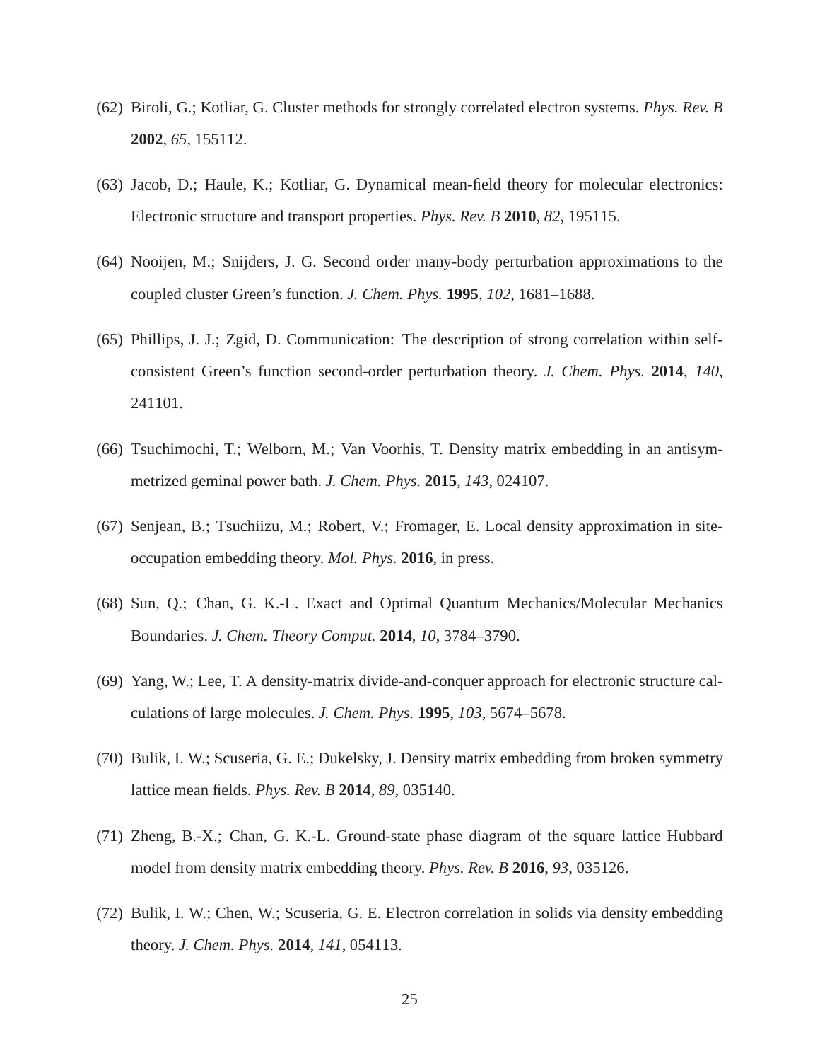(62) Biroli, G.; Kotliar, G. Cluster methods for strongly correlated electron systems. *Phys. Rev. B* **2002**, *65*, 155112.

(63) Jacob, D.; Haule, K.; Kotliar, G. Dynamical mean-field theory for molecular electronics: Electronic structure and transport properties. *Phys. Rev. B* **2010**, *82*, 195115.

(64) Nooijen, M.; Snijders, J. G. Second order many-body perturbation approximations to the coupled cluster Green's function. *J. Chem. Phys.* **1995**, *102*, 1681–1688.

(65) Phillips, J. J.; Zgid, D. Communication: The description of strong correlation within self-consistent Green's function second-order perturbation theory. *J. Chem. Phys.* **2014**, *140*, 241101.

(66) Tsuchimochi, T.; Welborn, M.; Van Voorhis, T. Density matrix embedding in an antisymmetrized geminal power bath. *J. Chem. Phys.* **2015**, *143*, 024107.

(67) Senjean, B.; Tsuchiizu, M.; Robert, V.; Fromager, E. Local density approximation in site-occupation embedding theory. *Mol. Phys.* **2016**, in press.

(68) Sun, Q.; Chan, G. K.-L. Exact and Optimal Quantum Mechanics/Molecular Mechanics Boundaries. *J. Chem. Theory Comput.* **2014**, *10*, 3784–3790.

(69) Yang, W.; Lee, T. A density-matrix divide-and-conquer approach for electronic structure calculations of large molecules. *J. Chem. Phys.* **1995**, *103*, 5674–5678.

(70) Bulik, I. W.; Scuseria, G. E.; Dukelsky, J. Density matrix embedding from broken symmetry lattice mean fields. *Phys. Rev. B* **2014**, *89*, 035140.

(71) Zheng, B.-X.; Chan, G. K.-L. Ground-state phase diagram of the square lattice Hubbard model from density matrix embedding theory. *Phys. Rev. B* **2016**, *93*, 035126.

(72) Bulik, I. W.; Chen, W.; Scuseria, G. E. Electron correlation in solids via density embedding theory. *J. Chem. Phys.* **2014**, *141*, 054113.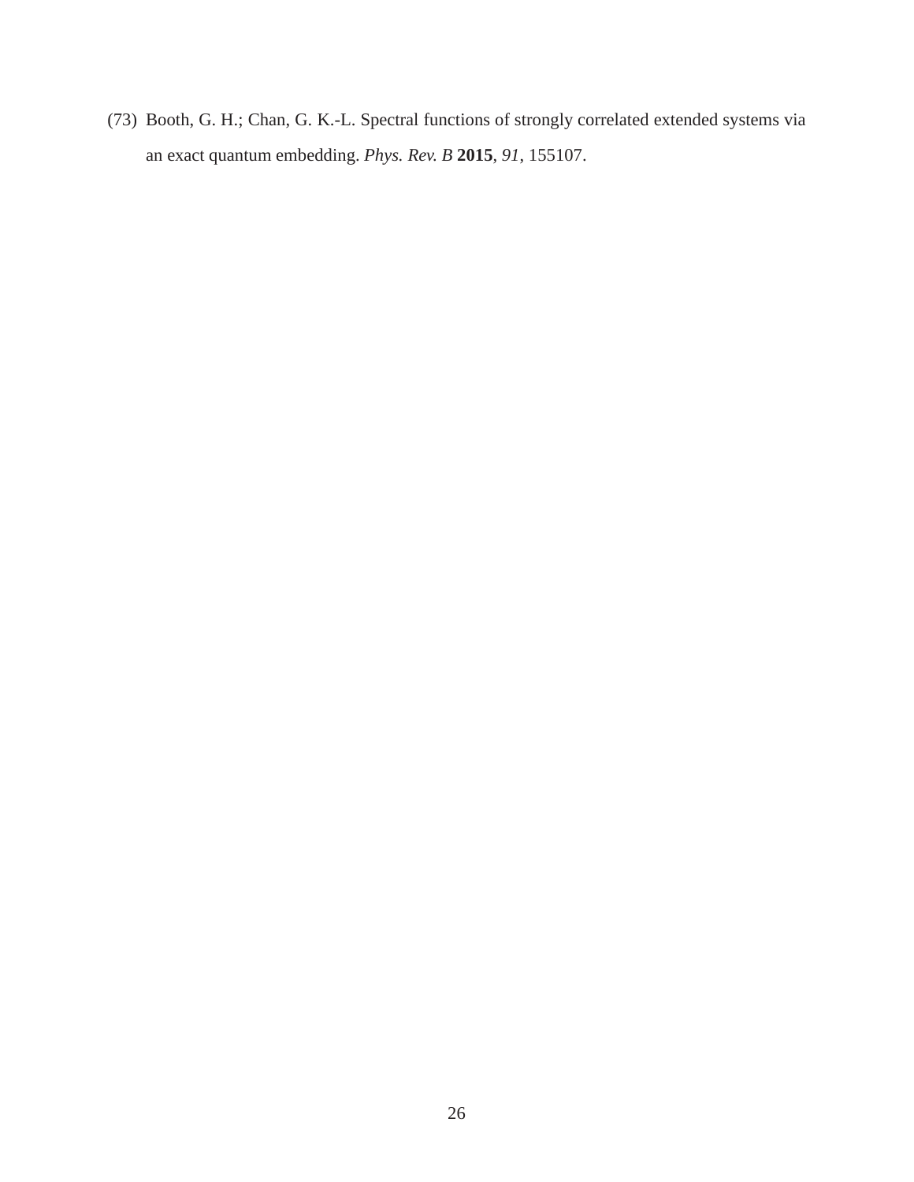(73) Booth, G. H.; Chan, G. K.-L. Spectral functions of strongly correlated extended systems via an exact quantum embedding. *Phys. Rev. B* **2015**, *91*, 155107.